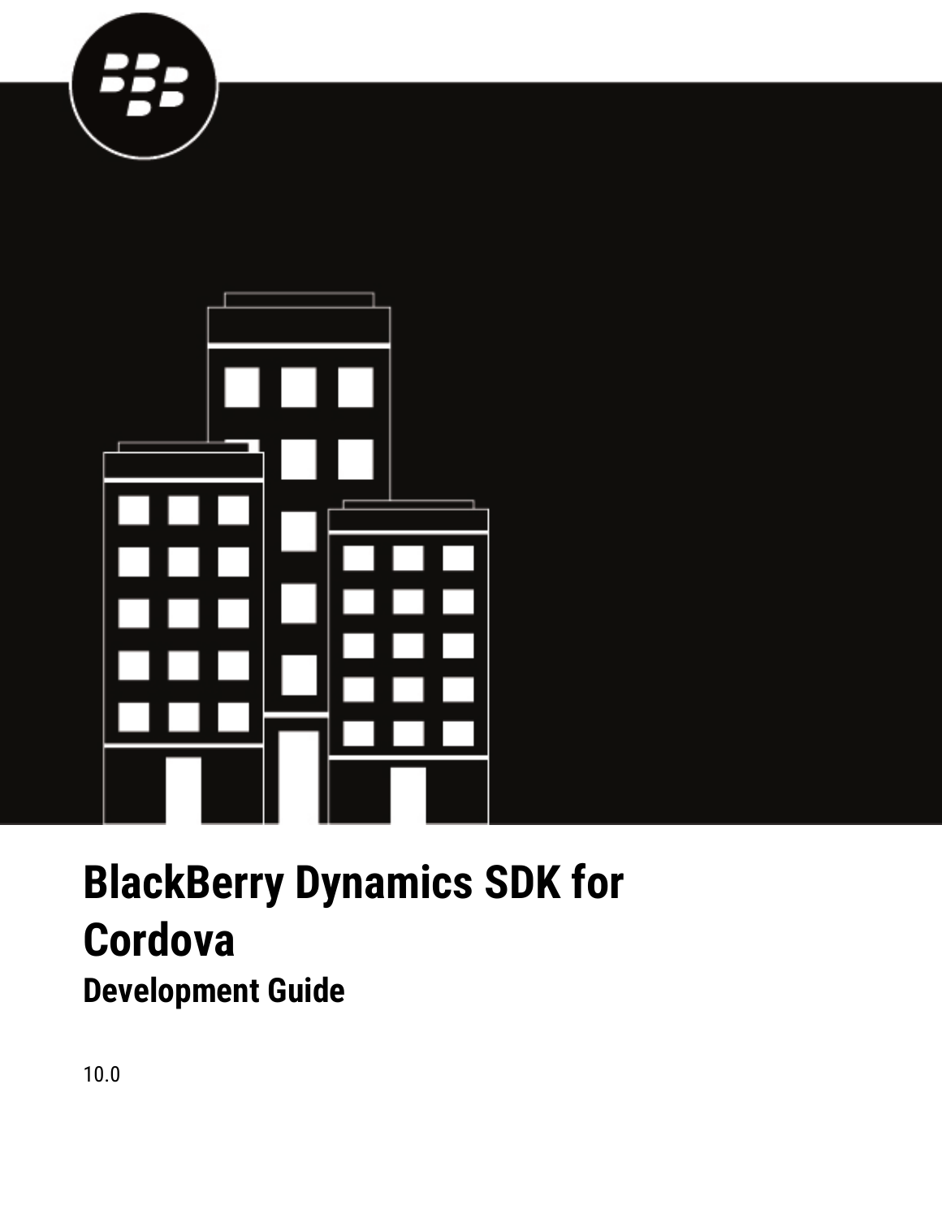# BlackBerry Dynamics SDK for Cordova

## Development Guide

10.0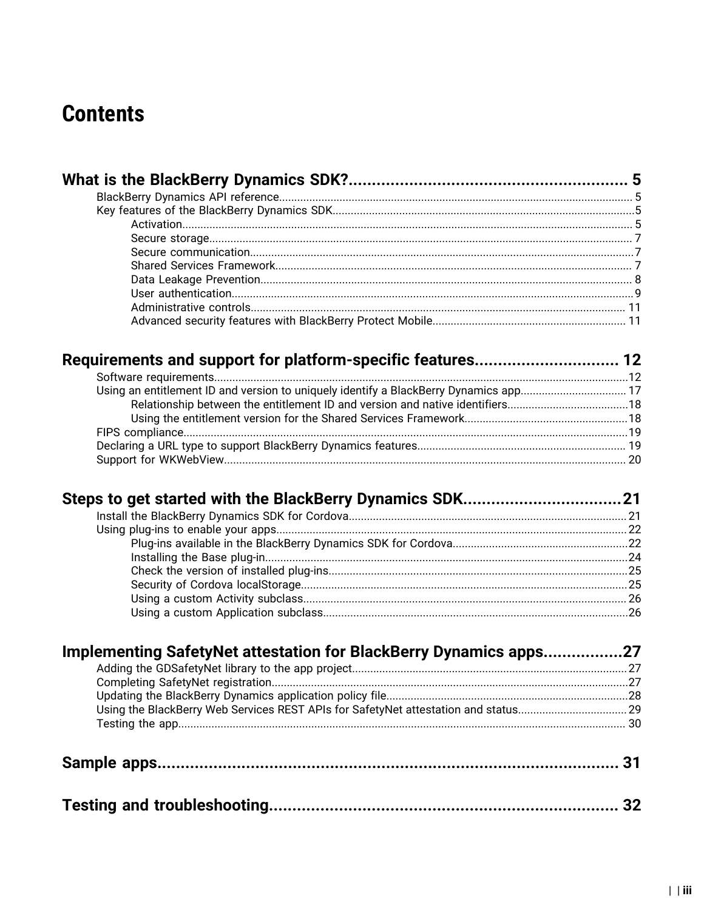# Contents

**What is the BlackBerry Dynamics SDK?.......................................................... 5**

- BlackBerry Dynamics API reference.................................................................................................................... 5
- Key features of the BlackBerry Dynamics SDK...................................................................................................5
  - Activation................................................................................................................................... 5
  - Secure storage.......................................................................................................................... 7
  - Secure communication.............................................................................................................7
  - Shared Services Framework..................................................................................................... 7
  - Data Leakage Prevention.......................................................................................................... 8
  - User authentication...................................................................................................................9
  - Administrative controls........................................................................................................... 11
  - Advanced security features with BlackBerry Protect Mobile............................................................... 11

**Requirements and support for platform-specific features.............................. 12**

- Software requirements........................................................................................................................................12
- Using an entitlement ID and version to uniquely identify a BlackBerry Dynamics app.................................. 17
  - Relationship between the entitlement ID and version and native identifiers.......................................18
  - Using the entitlement version for the Shared Services Framework......................................................18
- FIPS compliance.................................................................................................................................................19
- Declaring a URL type to support BlackBerry Dynamics features.................................................................... 19
- Support for WKWebView................................................................................................................................... 20

**Steps to get started with the BlackBerry Dynamics SDK.................................21**

- Install the BlackBerry Dynamics SDK for Cordova........................................................................................... 21
- Using plug-ins to enable your apps................................................................................................................... 22
  - Plug-ins available in the BlackBerry Dynamics SDK for Cordova..........................................................22
  - Installing the Base plug-in.......................................................................................................24
  - Check the version of installed plug-ins..................................................................................25
  - Security of Cordova localStorage...........................................................................................25
  - Using a custom Activity subclass.......................................................................................... 26
  - Using a custom Application subclass....................................................................................26

**Implementing SafetyNet attestation for BlackBerry Dynamics apps................27**

- Adding the GDSafetyNet library to the app project..........................................................................................27
- Completing SafetyNet registration.....................................................................................................................27
- Updating the BlackBerry Dynamics application policy file...............................................................................28
- Using the BlackBerry Web Services REST APIs for SafetyNet attestation and status.................................... 29
- Testing the app.................................................................................................................................................. 30

**Sample apps..................................................................................... 31**

**Testing and troubleshooting.......................................................................... 32**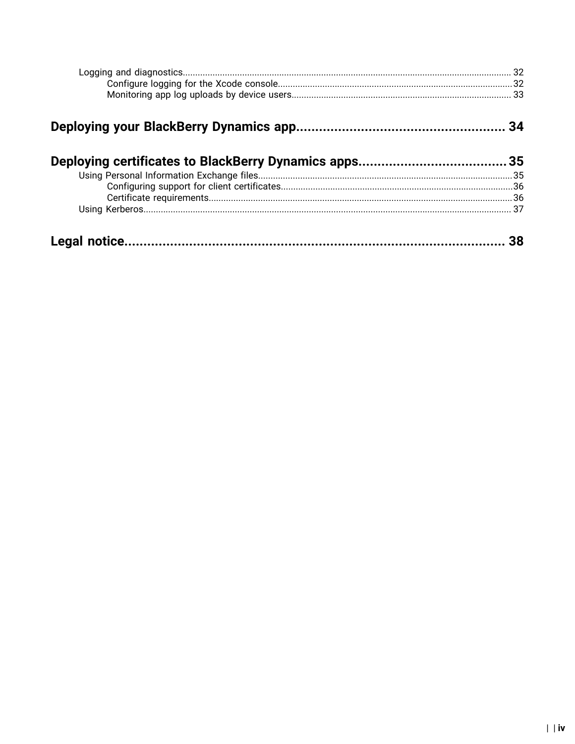Logging and diagnostics.................................................................................................................................... 32
    Configure logging for the Xcode console.............................................................................................32
    Monitoring app log uploads by device users........................................................................................ 33

**Deploying your BlackBerry Dynamics app...................................................... 34**

**Deploying certificates to BlackBerry Dynamics apps...................................... 35**

Using Personal Information Exchange files......................................................................................................35
    Configuring support for client certificates............................................................................................36
    Certificate requirements.........................................................................................................................36
Using Kerberos................................................................................................................................................... 37

**Legal notice......................................................................................... 38**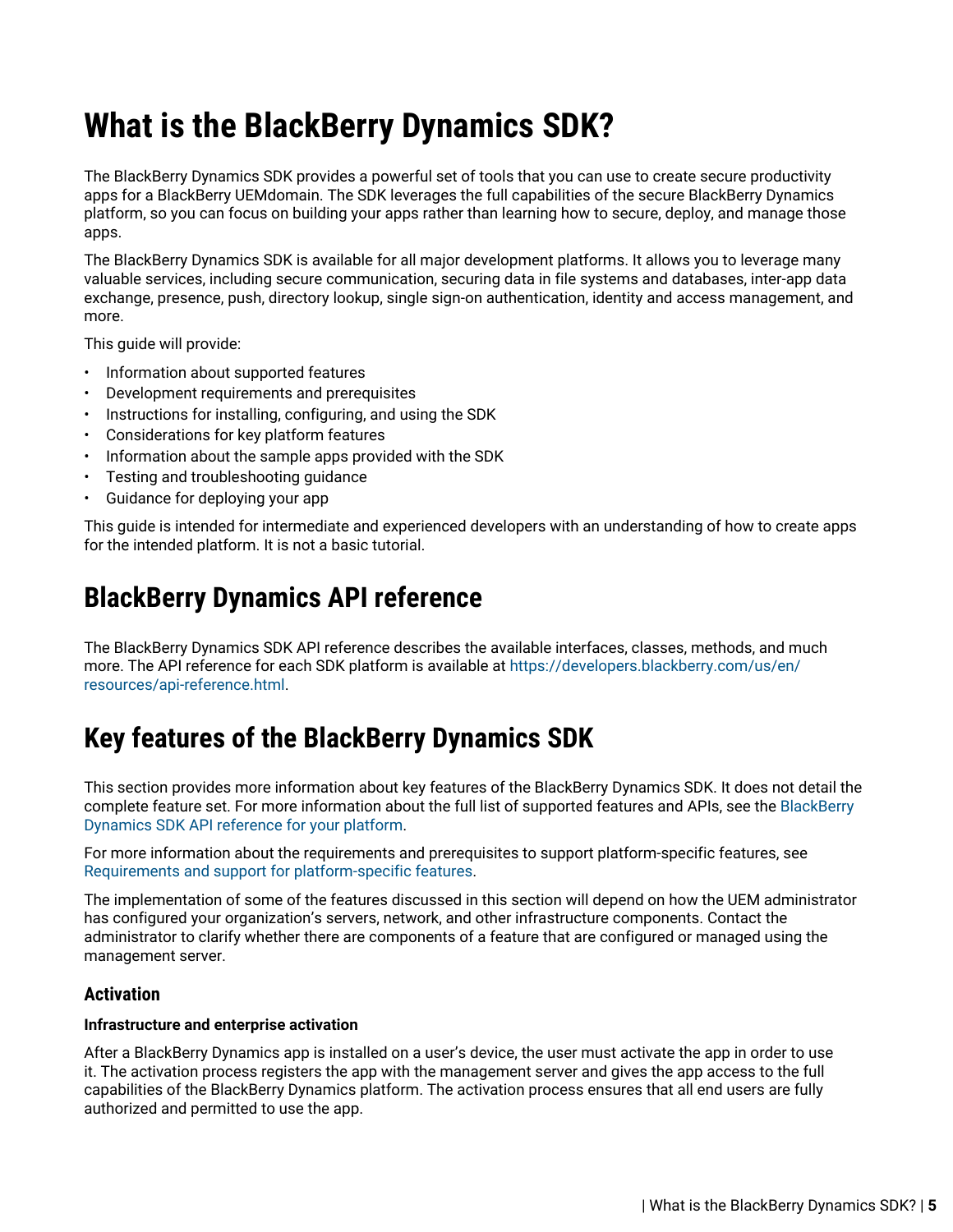# What is the BlackBerry Dynamics SDK?

The BlackBerry Dynamics SDK provides a powerful set of tools that you can use to create secure productivity apps for a BlackBerry UEMdomain. The SDK leverages the full capabilities of the secure BlackBerry Dynamics platform, so you can focus on building your apps rather than learning how to secure, deploy, and manage those apps.

The BlackBerry Dynamics SDK is available for all major development platforms. It allows you to leverage many valuable services, including secure communication, securing data in file systems and databases, inter-app data exchange, presence, push, directory lookup, single sign-on authentication, identity and access management, and more.

This guide will provide:

- Information about supported features
- Development requirements and prerequisites
- Instructions for installing, configuring, and using the SDK
- Considerations for key platform features
- Information about the sample apps provided with the SDK
- Testing and troubleshooting guidance
- Guidance for deploying your app

This guide is intended for intermediate and experienced developers with an understanding of how to create apps for the intended platform. It is not a basic tutorial.

## BlackBerry Dynamics API reference

The BlackBerry Dynamics SDK API reference describes the available interfaces, classes, methods, and much more. The API reference for each SDK platform is available at https://developers.blackberry.com/us/en/resources/api-reference.html.

## Key features of the BlackBerry Dynamics SDK

This section provides more information about key features of the BlackBerry Dynamics SDK. It does not detail the complete feature set. For more information about the full list of supported features and APIs, see the BlackBerry Dynamics SDK API reference for your platform.

For more information about the requirements and prerequisites to support platform-specific features, see Requirements and support for platform-specific features.

The implementation of some of the features discussed in this section will depend on how the UEM administrator has configured your organization's servers, network, and other infrastructure components. Contact the administrator to clarify whether there are components of a feature that are configured or managed using the management server.

### Activation

**Infrastructure and enterprise activation**

After a BlackBerry Dynamics app is installed on a user's device, the user must activate the app in order to use it. The activation process registers the app with the management server and gives the app access to the full capabilities of the BlackBerry Dynamics platform. The activation process ensures that all end users are fully authorized and permitted to use the app.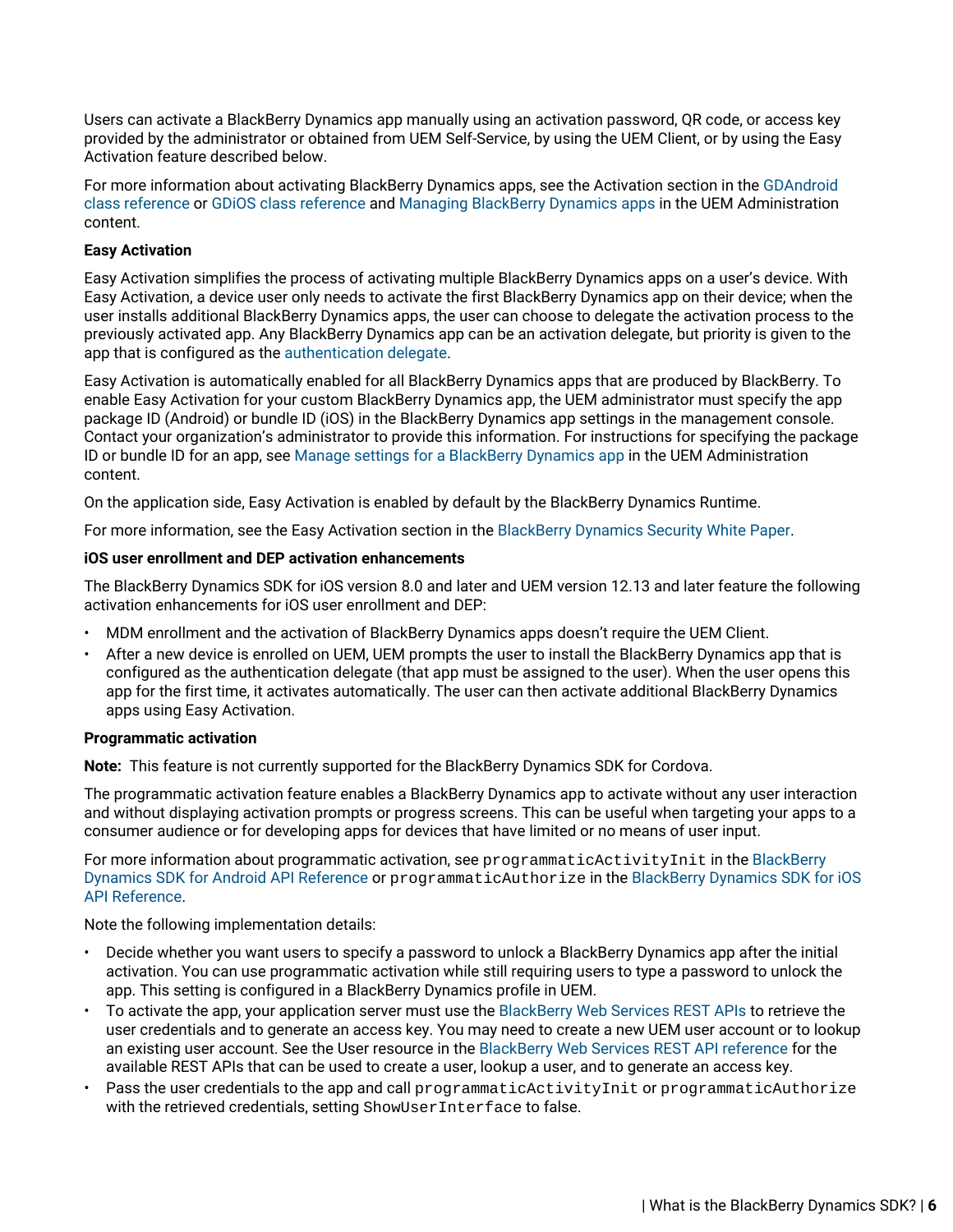Users can activate a BlackBerry Dynamics app manually using an activation password, QR code, or access key provided by the administrator or obtained from UEM Self-Service, by using the UEM Client, or by using the Easy Activation feature described below.

For more information about activating BlackBerry Dynamics apps, see the Activation section in the GDAndroid class reference or GDiOS class reference and Managing BlackBerry Dynamics apps in the UEM Administration content.

**Easy Activation**

Easy Activation simplifies the process of activating multiple BlackBerry Dynamics apps on a user's device. With Easy Activation, a device user only needs to activate the first BlackBerry Dynamics app on their device; when the user installs additional BlackBerry Dynamics apps, the user can choose to delegate the activation process to the previously activated app. Any BlackBerry Dynamics app can be an activation delegate, but priority is given to the app that is configured as the authentication delegate.

Easy Activation is automatically enabled for all BlackBerry Dynamics apps that are produced by BlackBerry. To enable Easy Activation for your custom BlackBerry Dynamics app, the UEM administrator must specify the app package ID (Android) or bundle ID (iOS) in the BlackBerry Dynamics app settings in the management console. Contact your organization's administrator to provide this information. For instructions for specifying the package ID or bundle ID for an app, see Manage settings for a BlackBerry Dynamics app in the UEM Administration content.

On the application side, Easy Activation is enabled by default by the BlackBerry Dynamics Runtime.

For more information, see the Easy Activation section in the BlackBerry Dynamics Security White Paper.

**iOS user enrollment and DEP activation enhancements**

The BlackBerry Dynamics SDK for iOS version 8.0 and later and UEM version 12.13 and later feature the following activation enhancements for iOS user enrollment and DEP:

- MDM enrollment and the activation of BlackBerry Dynamics apps doesn't require the UEM Client.
- After a new device is enrolled on UEM, UEM prompts the user to install the BlackBerry Dynamics app that is configured as the authentication delegate (that app must be assigned to the user). When the user opens this app for the first time, it activates automatically. The user can then activate additional BlackBerry Dynamics apps using Easy Activation.

**Programmatic activation**

**Note:** This feature is not currently supported for the BlackBerry Dynamics SDK for Cordova.

The programmatic activation feature enables a BlackBerry Dynamics app to activate without any user interaction and without displaying activation prompts or progress screens. This can be useful when targeting your apps to a consumer audience or for developing apps for devices that have limited or no means of user input.

For more information about programmatic activation, see `programmaticActivityInit` in the BlackBerry Dynamics SDK for Android API Reference or `programmaticAuthorize` in the BlackBerry Dynamics SDK for iOS API Reference.

Note the following implementation details:

- Decide whether you want users to specify a password to unlock a BlackBerry Dynamics app after the initial activation. You can use programmatic activation while still requiring users to type a password to unlock the app. This setting is configured in a BlackBerry Dynamics profile in UEM.
- To activate the app, your application server must use the BlackBerry Web Services REST APIs to retrieve the user credentials and to generate an access key. You may need to create a new UEM user account or to lookup an existing user account. See the User resource in the BlackBerry Web Services REST API reference for the available REST APIs that can be used to create a user, lookup a user, and to generate an access key.
- Pass the user credentials to the app and call `programmaticActivityInit` or `programmaticAuthorize` with the retrieved credentials, setting `ShowUserInterface` to false.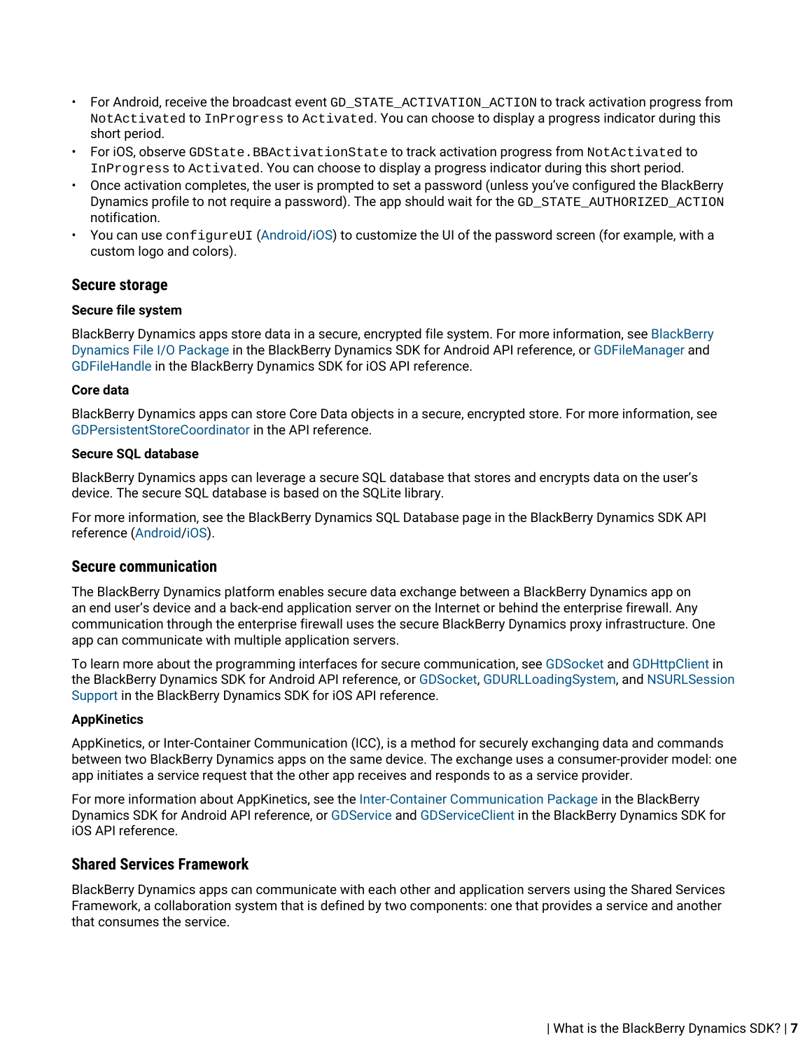- For Android, receive the broadcast event `GD_STATE_ACTIVATION_ACTION` to track activation progress from `NotActivated` to `InProgress` to `Activated`. You can choose to display a progress indicator during this short period.
- For iOS, observe `GDState.BBActivationState` to track activation progress from `NotActivated` to `InProgress` to `Activated`. You can choose to display a progress indicator during this short period.
- Once activation completes, the user is prompted to set a password (unless you've configured the BlackBerry Dynamics profile to not require a password). The app should wait for the `GD_STATE_AUTHORIZED_ACTION` notification.
- You can use `configureUI` (Android/iOS) to customize the UI of the password screen (for example, with a custom logo and colors).

## Secure storage

### Secure file system

BlackBerry Dynamics apps store data in a secure, encrypted file system. For more information, see BlackBerry Dynamics File I/O Package in the BlackBerry Dynamics SDK for Android API reference, or GDFileManager and GDFileHandle in the BlackBerry Dynamics SDK for iOS API reference.

### Core data

BlackBerry Dynamics apps can store Core Data objects in a secure, encrypted store. For more information, see GDPersistentStoreCoordinator in the API reference.

### Secure SQL database

BlackBerry Dynamics apps can leverage a secure SQL database that stores and encrypts data on the user's device. The secure SQL database is based on the SQLite library.

For more information, see the BlackBerry Dynamics SQL Database page in the BlackBerry Dynamics SDK API reference (Android/iOS).

## Secure communication

The BlackBerry Dynamics platform enables secure data exchange between a BlackBerry Dynamics app on an end user's device and a back-end application server on the Internet or behind the enterprise firewall. Any communication through the enterprise firewall uses the secure BlackBerry Dynamics proxy infrastructure. One app can communicate with multiple application servers.

To learn more about the programming interfaces for secure communication, see GDSocket and GDHttpClient in the BlackBerry Dynamics SDK for Android API reference, or GDSocket, GDURLLoadingSystem, and NSURLSession Support in the BlackBerry Dynamics SDK for iOS API reference.

### AppKinetics

AppKinetics, or Inter-Container Communication (ICC), is a method for securely exchanging data and commands between two BlackBerry Dynamics apps on the same device. The exchange uses a consumer-provider model: one app initiates a service request that the other app receives and responds to as a service provider.

For more information about AppKinetics, see the Inter-Container Communication Package in the BlackBerry Dynamics SDK for Android API reference, or GDService and GDServiceClient in the BlackBerry Dynamics SDK for iOS API reference.

## Shared Services Framework

BlackBerry Dynamics apps can communicate with each other and application servers using the Shared Services Framework, a collaboration system that is defined by two components: one that provides a service and another that consumes the service.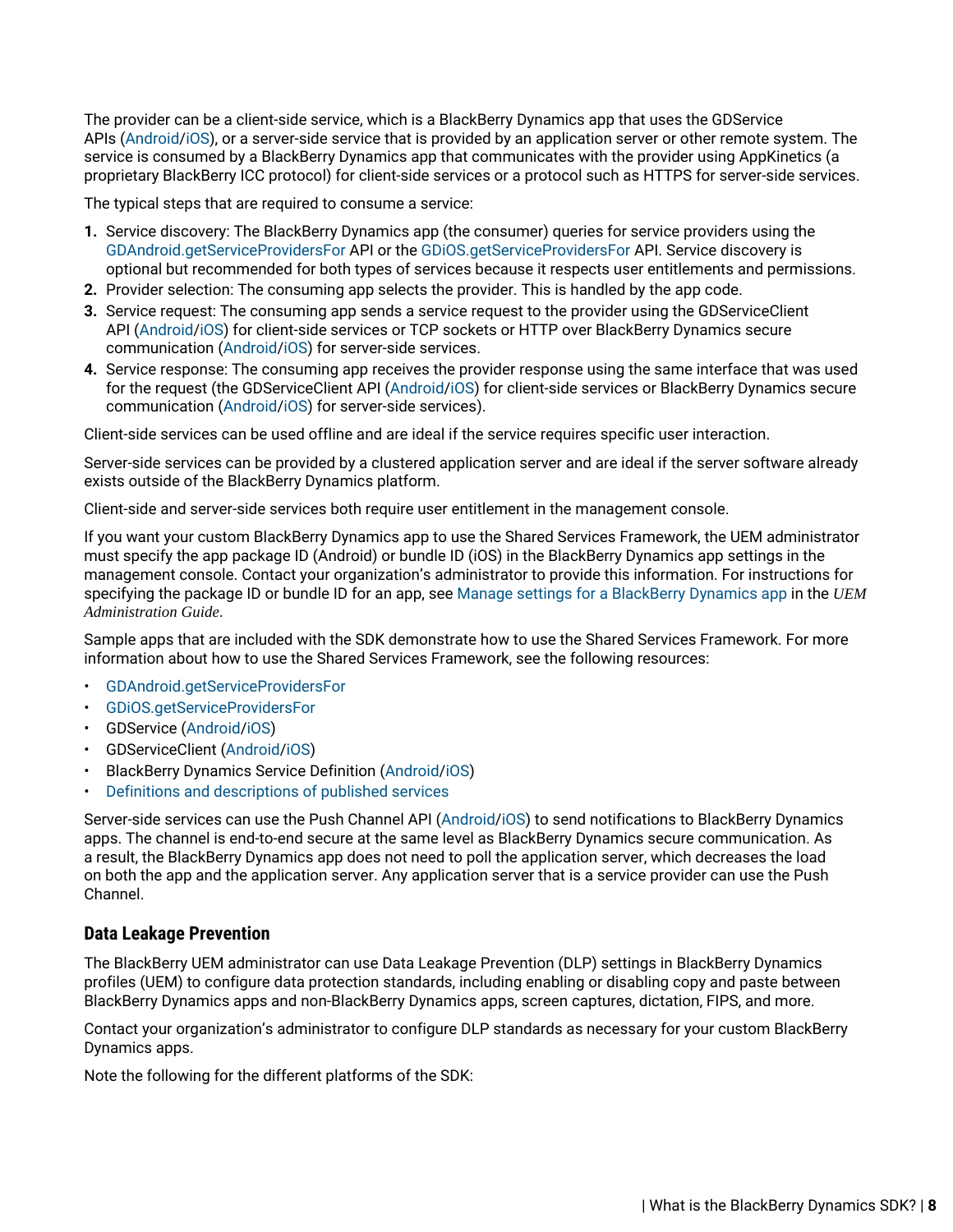The provider can be a client-side service, which is a BlackBerry Dynamics app that uses the GDService APIs (Android/iOS), or a server-side service that is provided by an application server or other remote system. The service is consumed by a BlackBerry Dynamics app that communicates with the provider using AppKinetics (a proprietary BlackBerry ICC protocol) for client-side services or a protocol such as HTTPS for server-side services.

The typical steps that are required to consume a service:

1. Service discovery: The BlackBerry Dynamics app (the consumer) queries for service providers using the GDAndroid.getServiceProvidersFor API or the GDiOS.getServiceProvidersFor API. Service discovery is optional but recommended for both types of services because it respects user entitlements and permissions.
2. Provider selection: The consuming app selects the provider. This is handled by the app code.
3. Service request: The consuming app sends a service request to the provider using the GDServiceClient API (Android/iOS) for client-side services or TCP sockets or HTTP over BlackBerry Dynamics secure communication (Android/iOS) for server-side services.
4. Service response: The consuming app receives the provider response using the same interface that was used for the request (the GDServiceClient API (Android/iOS) for client-side services or BlackBerry Dynamics secure communication (Android/iOS) for server-side services).

Client-side services can be used offline and are ideal if the service requires specific user interaction.

Server-side services can be provided by a clustered application server and are ideal if the server software already exists outside of the BlackBerry Dynamics platform.

Client-side and server-side services both require user entitlement in the management console.

If you want your custom BlackBerry Dynamics app to use the Shared Services Framework, the UEM administrator must specify the app package ID (Android) or bundle ID (iOS) in the BlackBerry Dynamics app settings in the management console. Contact your organization's administrator to provide this information. For instructions for specifying the package ID or bundle ID for an app, see Manage settings for a BlackBerry Dynamics app in the *UEM Administration Guide*.

Sample apps that are included with the SDK demonstrate how to use the Shared Services Framework. For more information about how to use the Shared Services Framework, see the following resources:

- GDAndroid.getServiceProvidersFor
- GDiOS.getServiceProvidersFor
- GDService (Android/iOS)
- GDServiceClient (Android/iOS)
- BlackBerry Dynamics Service Definition (Android/iOS)
- Definitions and descriptions of published services

Server-side services can use the Push Channel API (Android/iOS) to send notifications to BlackBerry Dynamics apps. The channel is end-to-end secure at the same level as BlackBerry Dynamics secure communication. As a result, the BlackBerry Dynamics app does not need to poll the application server, which decreases the load on both the app and the application server. Any application server that is a service provider can use the Push Channel.

### Data Leakage Prevention

The BlackBerry UEM administrator can use Data Leakage Prevention (DLP) settings in BlackBerry Dynamics profiles (UEM) to configure data protection standards, including enabling or disabling copy and paste between BlackBerry Dynamics apps and non-BlackBerry Dynamics apps, screen captures, dictation, FIPS, and more.

Contact your organization's administrator to configure DLP standards as necessary for your custom BlackBerry Dynamics apps.

Note the following for the different platforms of the SDK: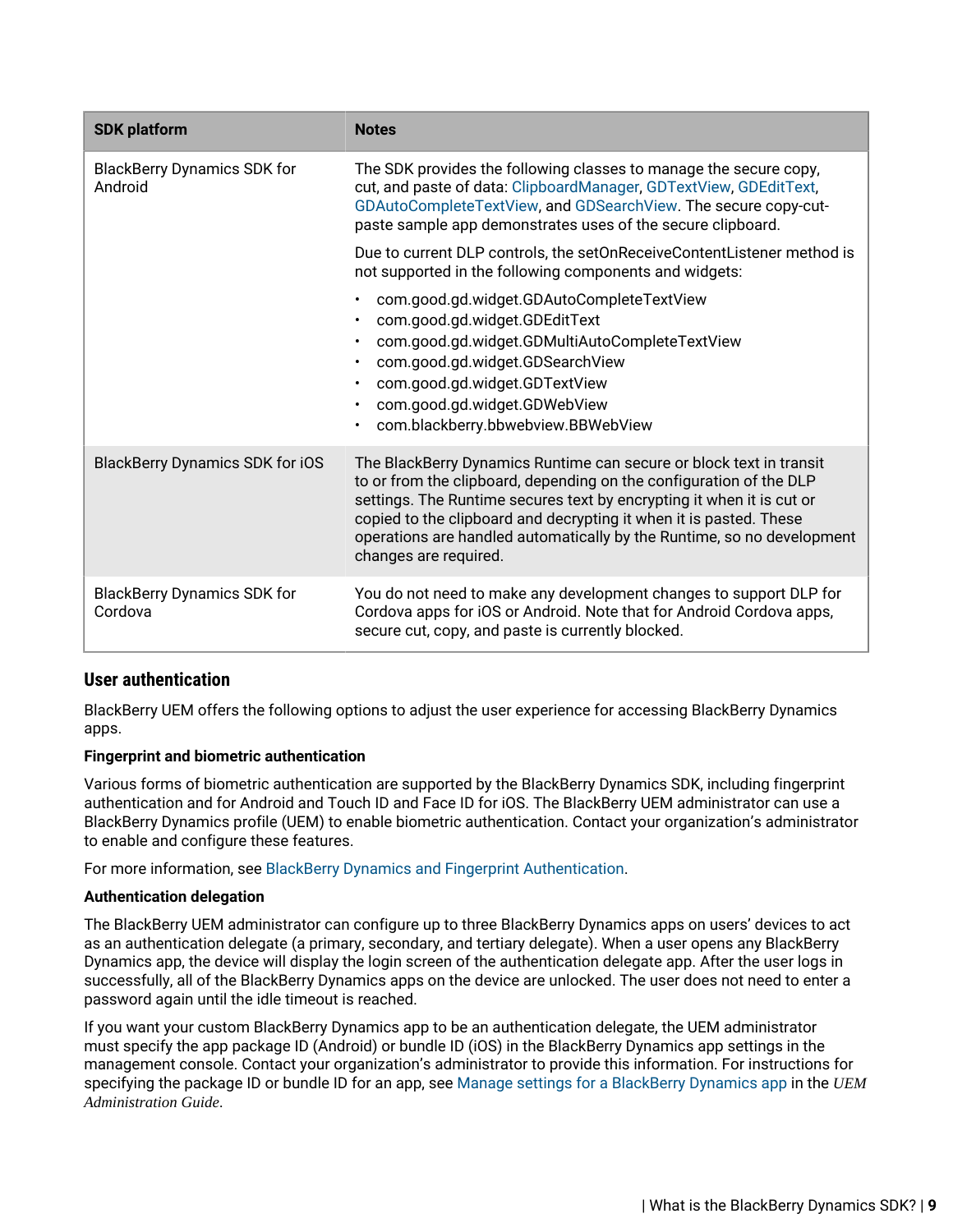| SDK platform | Notes |
|---|---|
| BlackBerry Dynamics SDK for Android | The SDK provides the following classes to manage the secure copy, cut, and paste of data: ClipboardManager, GDTextView, GDEditText, GDAutoCompleteTextView, and GDSearchView. The secure copy-cut-paste sample app demonstrates uses of the secure clipboard.<br><br>Due to current DLP controls, the setOnReceiveContentListener method is not supported in the following components and widgets:<br><br>• com.good.gd.widget.GDAutoCompleteTextView<br>• com.good.gd.widget.GDEditText<br>• com.good.gd.widget.GDMultiAutoCompleteTextView<br>• com.good.gd.widget.GDSearchView<br>• com.good.gd.widget.GDTextView<br>• com.good.gd.widget.GDWebView<br>• com.blackberry.bbwebview.BBWebView |
| BlackBerry Dynamics SDK for iOS | The BlackBerry Dynamics Runtime can secure or block text in transit to or from the clipboard, depending on the configuration of the DLP settings. The Runtime secures text by encrypting it when it is cut or copied to the clipboard and decrypting it when it is pasted. These operations are handled automatically by the Runtime, so no development changes are required. |
| BlackBerry Dynamics SDK for Cordova | You do not need to make any development changes to support DLP for Cordova apps for iOS or Android. Note that for Android Cordova apps, secure cut, copy, and paste is currently blocked. |

## User authentication

BlackBerry UEM offers the following options to adjust the user experience for accessing BlackBerry Dynamics apps.

**Fingerprint and biometric authentication**

Various forms of biometric authentication are supported by the BlackBerry Dynamics SDK, including fingerprint authentication and for Android and Touch ID and Face ID for iOS. The BlackBerry UEM administrator can use a BlackBerry Dynamics profile (UEM) to enable biometric authentication. Contact your organization's administrator to enable and configure these features.

For more information, see BlackBerry Dynamics and Fingerprint Authentication.

**Authentication delegation**

The BlackBerry UEM administrator can configure up to three BlackBerry Dynamics apps on users' devices to act as an authentication delegate (a primary, secondary, and tertiary delegate). When a user opens any BlackBerry Dynamics app, the device will display the login screen of the authentication delegate app. After the user logs in successfully, all of the BlackBerry Dynamics apps on the device are unlocked. The user does not need to enter a password again until the idle timeout is reached.

If you want your custom BlackBerry Dynamics app to be an authentication delegate, the UEM administrator must specify the app package ID (Android) or bundle ID (iOS) in the BlackBerry Dynamics app settings in the management console. Contact your organization's administrator to provide this information. For instructions for specifying the package ID or bundle ID for an app, see Manage settings for a BlackBerry Dynamics app in the *UEM Administration Guide*.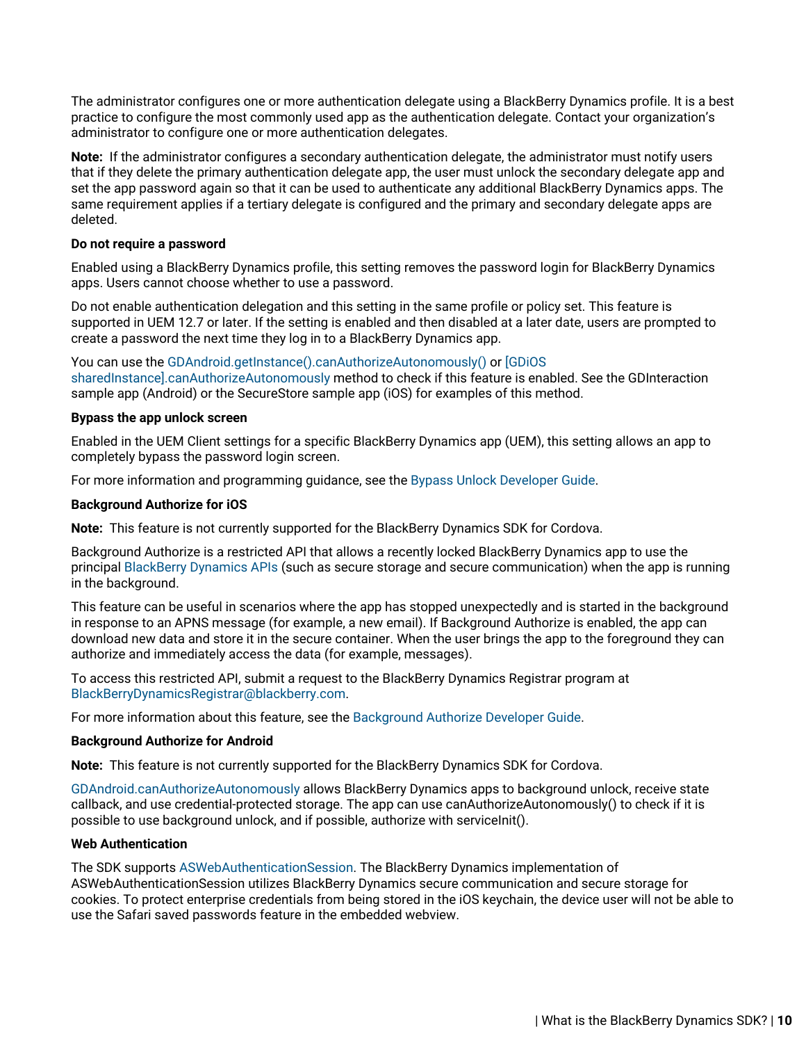The administrator configures one or more authentication delegate using a BlackBerry Dynamics profile. It is a best practice to configure the most commonly used app as the authentication delegate. Contact your organization's administrator to configure one or more authentication delegates.

**Note:** If the administrator configures a secondary authentication delegate, the administrator must notify users that if they delete the primary authentication delegate app, the user must unlock the secondary delegate app and set the app password again so that it can be used to authenticate any additional BlackBerry Dynamics apps. The same requirement applies if a tertiary delegate is configured and the primary and secondary delegate apps are deleted.

**Do not require a password**

Enabled using a BlackBerry Dynamics profile, this setting removes the password login for BlackBerry Dynamics apps. Users cannot choose whether to use a password.

Do not enable authentication delegation and this setting in the same profile or policy set. This feature is supported in UEM 12.7 or later. If the setting is enabled and then disabled at a later date, users are prompted to create a password the next time they log in to a BlackBerry Dynamics app.

You can use the GDAndroid.getInstance().canAuthorizeAutonomously() or [GDiOS sharedInstance].canAuthorizeAutonomously method to check if this feature is enabled. See the GDInteraction sample app (Android) or the SecureStore sample app (iOS) for examples of this method.

**Bypass the app unlock screen**

Enabled in the UEM Client settings for a specific BlackBerry Dynamics app (UEM), this setting allows an app to completely bypass the password login screen.

For more information and programming guidance, see the Bypass Unlock Developer Guide.

**Background Authorize for iOS**

**Note:** This feature is not currently supported for the BlackBerry Dynamics SDK for Cordova.

Background Authorize is a restricted API that allows a recently locked BlackBerry Dynamics app to use the principal BlackBerry Dynamics APIs (such as secure storage and secure communication) when the app is running in the background.

This feature can be useful in scenarios where the app has stopped unexpectedly and is started in the background in response to an APNS message (for example, a new email). If Background Authorize is enabled, the app can download new data and store it in the secure container. When the user brings the app to the foreground they can authorize and immediately access the data (for example, messages).

To access this restricted API, submit a request to the BlackBerry Dynamics Registrar program at BlackBerryDynamicsRegistrar@blackberry.com.

For more information about this feature, see the Background Authorize Developer Guide.

**Background Authorize for Android**

**Note:** This feature is not currently supported for the BlackBerry Dynamics SDK for Cordova.

GDAndroid.canAuthorizeAutonomously allows BlackBerry Dynamics apps to background unlock, receive state callback, and use credential-protected storage. The app can use canAuthorizeAutonomously() to check if it is possible to use background unlock, and if possible, authorize with serviceInit().

**Web Authentication**

The SDK supports ASWebAuthenticationSession. The BlackBerry Dynamics implementation of ASWebAuthenticationSession utilizes BlackBerry Dynamics secure communication and secure storage for cookies. To protect enterprise credentials from being stored in the iOS keychain, the device user will not be able to use the Safari saved passwords feature in the embedded webview.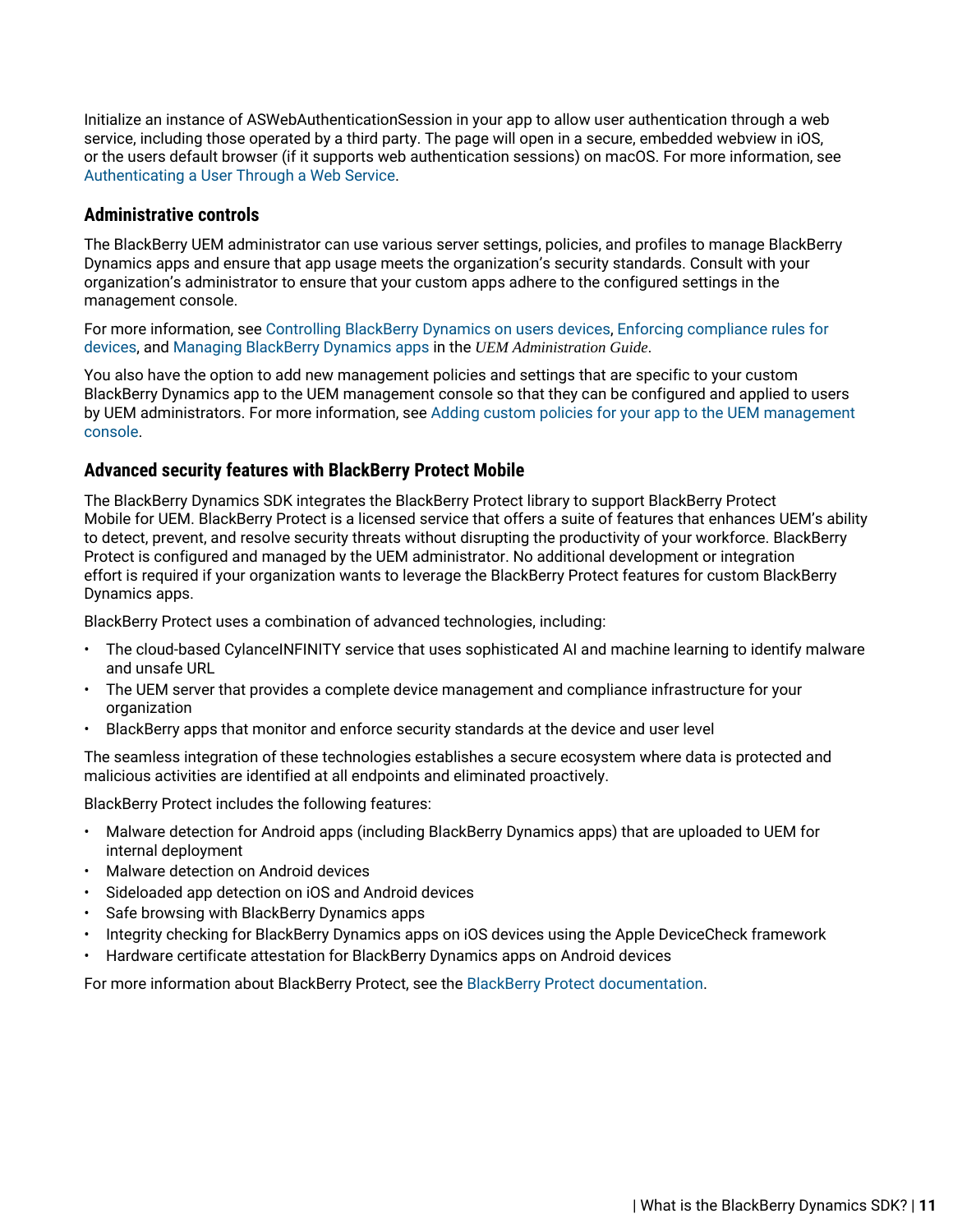Initialize an instance of ASWebAuthenticationSession in your app to allow user authentication through a web service, including those operated by a third party. The page will open in a secure, embedded webview in iOS, or the users default browser (if it supports web authentication sessions) on macOS. For more information, see Authenticating a User Through a Web Service.

### Administrative controls

The BlackBerry UEM administrator can use various server settings, policies, and profiles to manage BlackBerry Dynamics apps and ensure that app usage meets the organization's security standards. Consult with your organization's administrator to ensure that your custom apps adhere to the configured settings in the management console.

For more information, see Controlling BlackBerry Dynamics on users devices, Enforcing compliance rules for devices, and Managing BlackBerry Dynamics apps in the *UEM Administration Guide*.

You also have the option to add new management policies and settings that are specific to your custom BlackBerry Dynamics app to the UEM management console so that they can be configured and applied to users by UEM administrators. For more information, see Adding custom policies for your app to the UEM management console.

### Advanced security features with BlackBerry Protect Mobile

The BlackBerry Dynamics SDK integrates the BlackBerry Protect library to support BlackBerry Protect Mobile for UEM. BlackBerry Protect is a licensed service that offers a suite of features that enhances UEM's ability to detect, prevent, and resolve security threats without disrupting the productivity of your workforce. BlackBerry Protect is configured and managed by the UEM administrator. No additional development or integration effort is required if your organization wants to leverage the BlackBerry Protect features for custom BlackBerry Dynamics apps.

BlackBerry Protect uses a combination of advanced technologies, including:

- The cloud-based CylanceINFINITY service that uses sophisticated AI and machine learning to identify malware and unsafe URL
- The UEM server that provides a complete device management and compliance infrastructure for your organization
- BlackBerry apps that monitor and enforce security standards at the device and user level

The seamless integration of these technologies establishes a secure ecosystem where data is protected and malicious activities are identified at all endpoints and eliminated proactively.

BlackBerry Protect includes the following features:

- Malware detection for Android apps (including BlackBerry Dynamics apps) that are uploaded to UEM for internal deployment
- Malware detection on Android devices
- Sideloaded app detection on iOS and Android devices
- Safe browsing with BlackBerry Dynamics apps
- Integrity checking for BlackBerry Dynamics apps on iOS devices using the Apple DeviceCheck framework
- Hardware certificate attestation for BlackBerry Dynamics apps on Android devices

For more information about BlackBerry Protect, see the BlackBerry Protect documentation.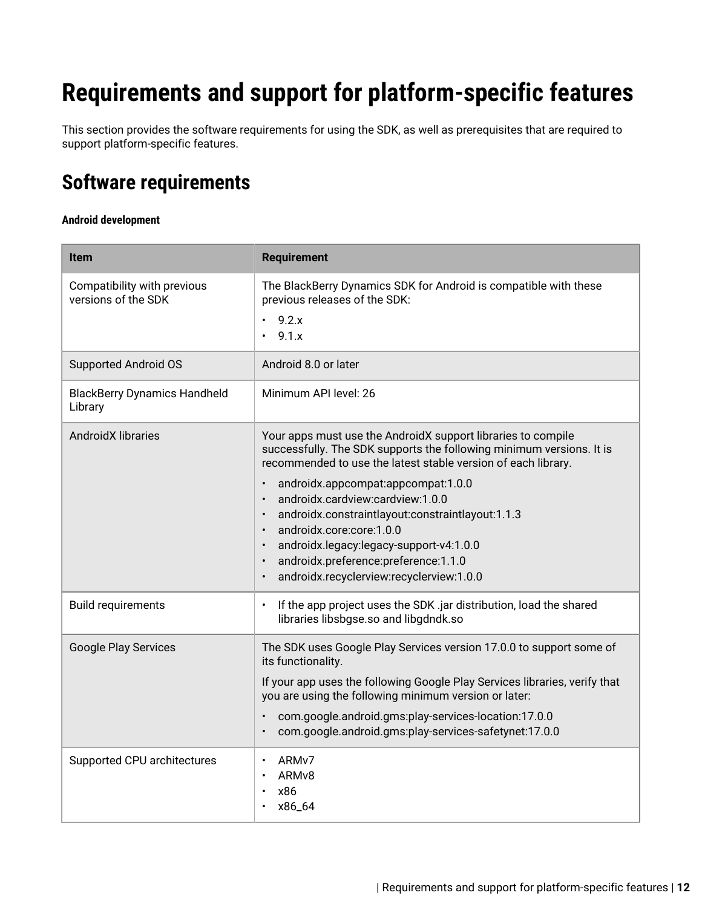# Requirements and support for platform-specific features

This section provides the software requirements for using the SDK, as well as prerequisites that are required to support platform-specific features.

## Software requirements

**Android development**

| Item | Requirement |
| --- | --- |
| Compatibility with previous versions of the SDK | The BlackBerry Dynamics SDK for Android is compatible with these previous releases of the SDK:<br>• 9.2.x<br>• 9.1.x |
| Supported Android OS | Android 8.0 or later |
| BlackBerry Dynamics Handheld Library | Minimum API level: 26 |
| AndroidX libraries | Your apps must use the AndroidX support libraries to compile successfully. The SDK supports the following minimum versions. It is recommended to use the latest stable version of each library.<br>• androidx.appcompat:appcompat:1.0.0<br>• androidx.cardview:cardview:1.0.0<br>• androidx.constraintlayout:constraintlayout:1.1.3<br>• androidx.core:core:1.0.0<br>• androidx.legacy:legacy-support-v4:1.0.0<br>• androidx.preference:preference:1.1.0<br>• androidx.recyclerview:recyclerview:1.0.0 |
| Build requirements | • If the app project uses the SDK .jar distribution, load the shared libraries libsbgse.so and libgdndk.so |
| Google Play Services | The SDK uses Google Play Services version 17.0.0 to support some of its functionality.<br>If your app uses the following Google Play Services libraries, verify that you are using the following minimum version or later:<br>• com.google.android.gms:play-services-location:17.0.0<br>• com.google.android.gms:play-services-safetynet:17.0.0 |
| Supported CPU architectures | • ARMv7<br>• ARMv8<br>• x86<br>• x86_64 |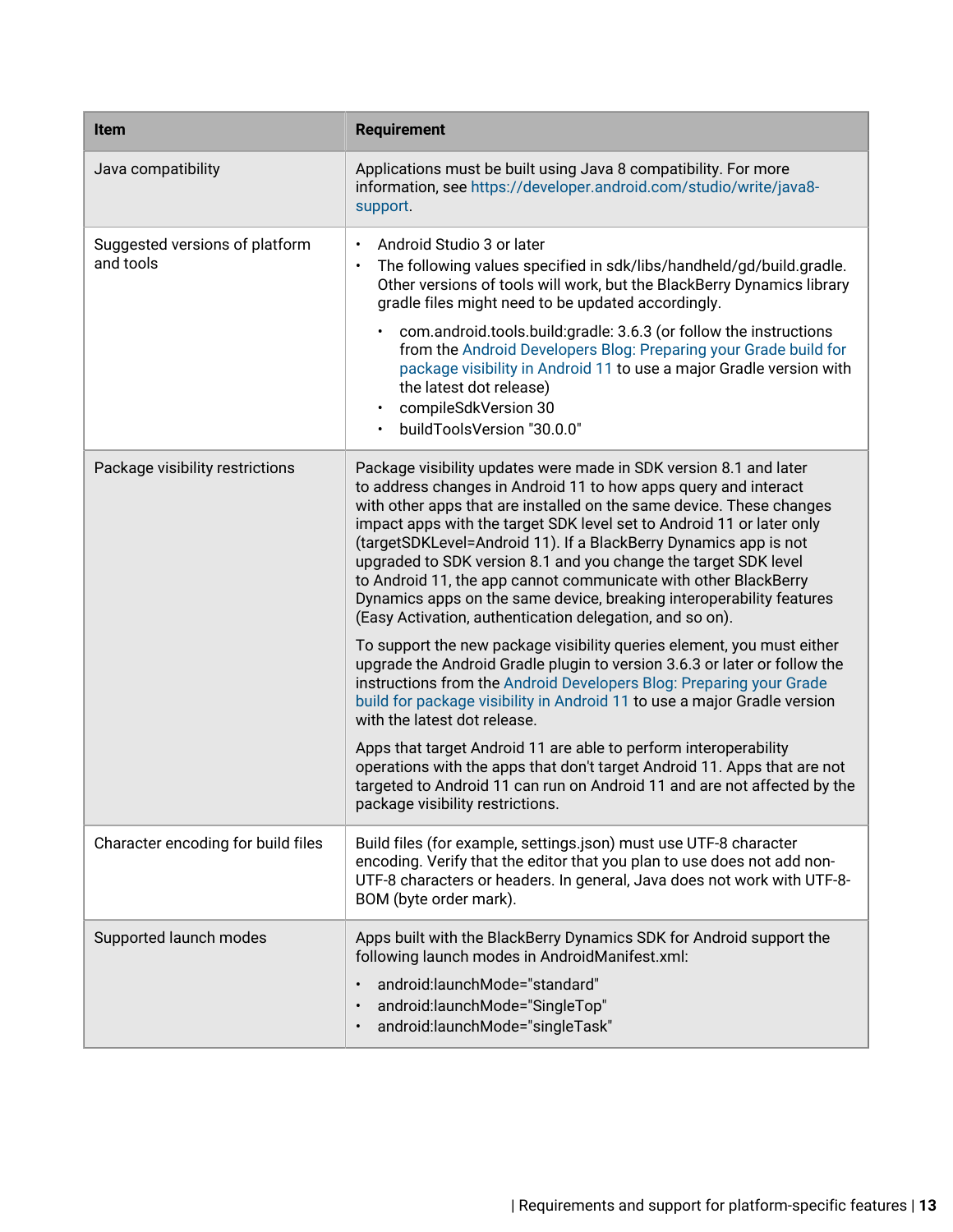| Item | Requirement |
| --- | --- |
| Java compatibility | Applications must be built using Java 8 compatibility. For more information, see https://developer.android.com/studio/write/java8-support. |
| Suggested versions of platform and tools | • Android Studio 3 or later<br>• The following values specified in sdk/libs/handheld/gd/build.gradle. Other versions of tools will work, but the BlackBerry Dynamics library gradle files might need to be updated accordingly.<br>  ◦ com.android.tools.build:gradle: 3.6.3 (or follow the instructions from the Android Developers Blog: Preparing your Grade build for package visibility in Android 11 to use a major Gradle version with the latest dot release)<br>  ◦ compileSdkVersion 30<br>  ◦ buildToolsVersion "30.0.0" |
| Package visibility restrictions | Package visibility updates were made in SDK version 8.1 and later to address changes in Android 11 to how apps query and interact with other apps that are installed on the same device. These changes impact apps with the target SDK level set to Android 11 or later only (targetSDKLevel=Android 11). If a BlackBerry Dynamics app is not upgraded to SDK version 8.1 and you change the target SDK level to Android 11, the app cannot communicate with other BlackBerry Dynamics apps on the same device, breaking interoperability features (Easy Activation, authentication delegation, and so on).<br><br>To support the new package visibility queries element, you must either upgrade the Android Gradle plugin to version 3.6.3 or later or follow the instructions from the Android Developers Blog: Preparing your Grade build for package visibility in Android 11 to use a major Gradle version with the latest dot release.<br><br>Apps that target Android 11 are able to perform interoperability operations with the apps that don't target Android 11. Apps that are not targeted to Android 11 can run on Android 11 and are not affected by the package visibility restrictions. |
| Character encoding for build files | Build files (for example, settings.json) must use UTF-8 character encoding. Verify that the editor that you plan to use does not add non-UTF-8 characters or headers. In general, Java does not work with UTF-8-BOM (byte order mark). |
| Supported launch modes | Apps built with the BlackBerry Dynamics SDK for Android support the following launch modes in AndroidManifest.xml:<br>• android:launchMode="standard"<br>• android:launchMode="SingleTop"<br>• android:launchMode="singleTask" |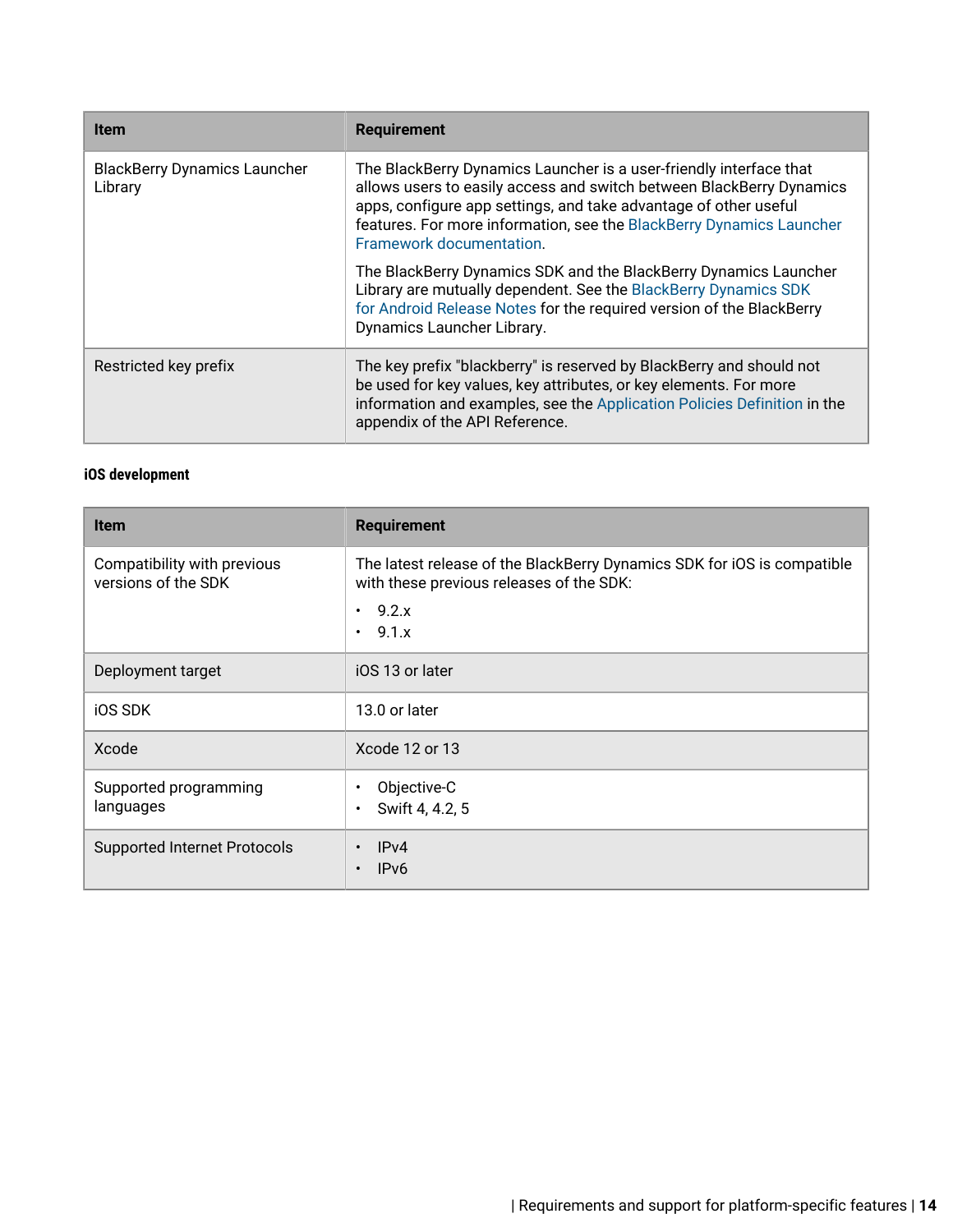| Item | Requirement |
| --- | --- |
| BlackBerry Dynamics Launcher Library | The BlackBerry Dynamics Launcher is a user-friendly interface that allows users to easily access and switch between BlackBerry Dynamics apps, configure app settings, and take advantage of other useful features. For more information, see the BlackBerry Dynamics Launcher Framework documentation.<br><br>The BlackBerry Dynamics SDK and the BlackBerry Dynamics Launcher Library are mutually dependent. See the BlackBerry Dynamics SDK for Android Release Notes for the required version of the BlackBerry Dynamics Launcher Library. |
| Restricted key prefix | The key prefix "blackberry" is reserved by BlackBerry and should not be used for key values, key attributes, or key elements. For more information and examples, see the Application Policies Definition in the appendix of the API Reference. |

#### iOS development

| Item | Requirement |
| --- | --- |
| Compatibility with previous versions of the SDK | The latest release of the BlackBerry Dynamics SDK for iOS is compatible with these previous releases of the SDK:<br>• 9.2.x<br>• 9.1.x |
| Deployment target | iOS 13 or later |
| iOS SDK | 13.0 or later |
| Xcode | Xcode 12 or 13 |
| Supported programming languages | • Objective-C<br>• Swift 4, 4.2, 5 |
| Supported Internet Protocols | • IPv4<br>• IPv6 |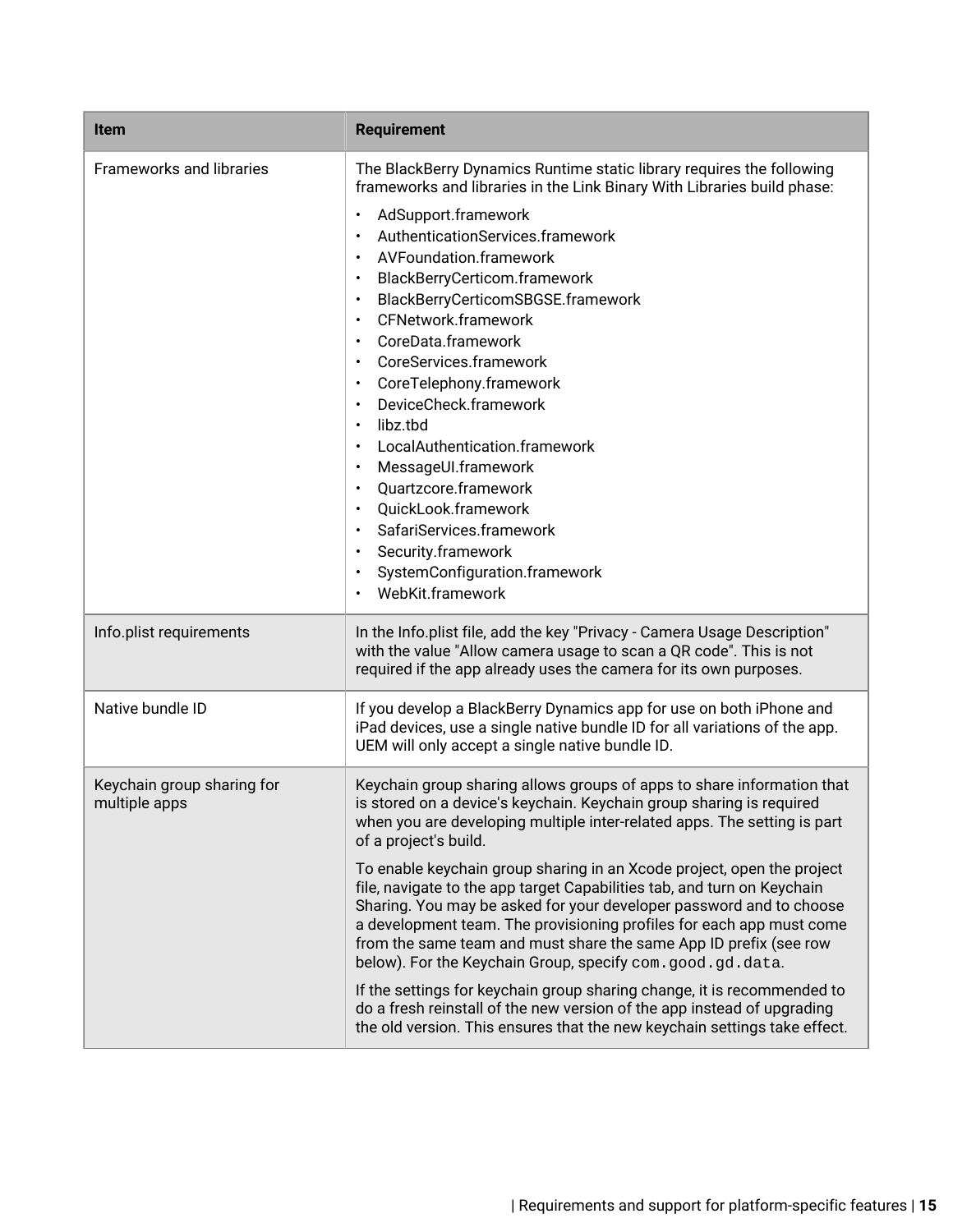| Item | Requirement |
|---|---|
| Frameworks and libraries | The BlackBerry Dynamics Runtime static library requires the following frameworks and libraries in the Link Binary With Libraries build phase:<br><br>• AdSupport.framework<br>• AuthenticationServices.framework<br>• AVFoundation.framework<br>• BlackBerryCerticom.framework<br>• BlackBerryCerticomSBGSE.framework<br>• CFNetwork.framework<br>• CoreData.framework<br>• CoreServices.framework<br>• CoreTelephony.framework<br>• DeviceCheck.framework<br>• libz.tbd<br>• LocalAuthentication.framework<br>• MessageUI.framework<br>• Quartzcore.framework<br>• QuickLook.framework<br>• SafariServices.framework<br>• Security.framework<br>• SystemConfiguration.framework<br>• WebKit.framework |
| Info.plist requirements | In the Info.plist file, add the key "Privacy - Camera Usage Description" with the value "Allow camera usage to scan a QR code". This is not required if the app already uses the camera for its own purposes. |
| Native bundle ID | If you develop a BlackBerry Dynamics app for use on both iPhone and iPad devices, use a single native bundle ID for all variations of the app. UEM will only accept a single native bundle ID. |
| Keychain group sharing for multiple apps | Keychain group sharing allows groups of apps to share information that is stored on a device's keychain. Keychain group sharing is required when you are developing multiple inter-related apps. The setting is part of a project's build.<br><br>To enable keychain group sharing in an Xcode project, open the project file, navigate to the app target Capabilities tab, and turn on Keychain Sharing. You may be asked for your developer password and to choose a development team. The provisioning profiles for each app must come from the same team and must share the same App ID prefix (see row below). For the Keychain Group, specify `com.good.gd.data`.<br><br>If the settings for keychain group sharing change, it is recommended to do a fresh reinstall of the new version of the app instead of upgrading the old version. This ensures that the new keychain settings take effect. |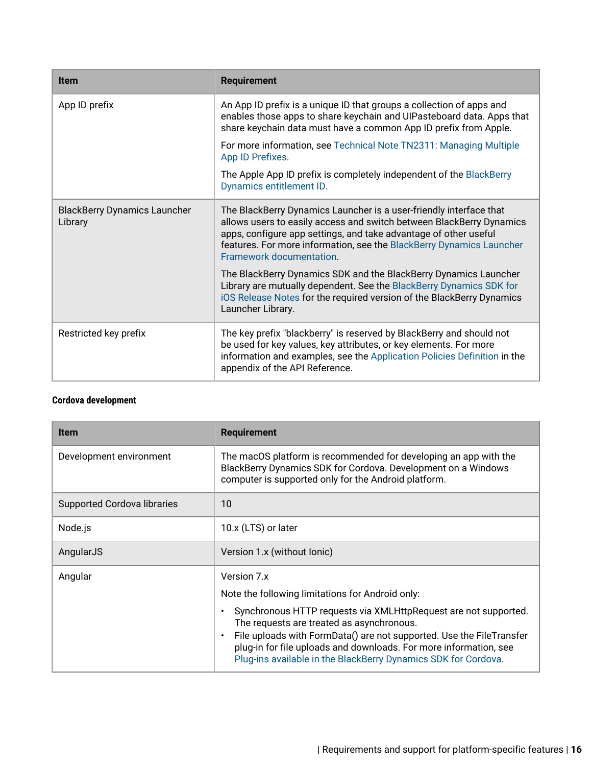| Item | Requirement |
| --- | --- |
| App ID prefix | An App ID prefix is a unique ID that groups a collection of apps and enables those apps to share keychain and UIPasteboard data. Apps that share keychain data must have a common App ID prefix from Apple.<br><br>For more information, see Technical Note TN2311: Managing Multiple App ID Prefixes.<br><br>The Apple App ID prefix is completely independent of the BlackBerry Dynamics entitlement ID. |
| BlackBerry Dynamics Launcher Library | The BlackBerry Dynamics Launcher is a user-friendly interface that allows users to easily access and switch between BlackBerry Dynamics apps, configure app settings, and take advantage of other useful features. For more information, see the BlackBerry Dynamics Launcher Framework documentation.<br><br>The BlackBerry Dynamics SDK and the BlackBerry Dynamics Launcher Library are mutually dependent. See the BlackBerry Dynamics SDK for iOS Release Notes for the required version of the BlackBerry Dynamics Launcher Library. |
| Restricted key prefix | The key prefix "blackberry" is reserved by BlackBerry and should not be used for key values, key attributes, or key elements. For more information and examples, see the Application Policies Definition in the appendix of the API Reference. |

#### Cordova development

| Item | Requirement |
| --- | --- |
| Development environment | The macOS platform is recommended for developing an app with the BlackBerry Dynamics SDK for Cordova. Development on a Windows computer is supported only for the Android platform. |
| Supported Cordova libraries | 10 |
| Node.js | 10.x (LTS) or later |
| AngularJS | Version 1.x (without Ionic) |
| Angular | Version 7.x<br><br>Note the following limitations for Android only:<br><br>• Synchronous HTTP requests via XMLHttpRequest are not supported. The requests are treated as asynchronous.<br>• File uploads with FormData() are not supported. Use the FileTransfer plug-in for file uploads and downloads. For more information, see Plug-ins available in the BlackBerry Dynamics SDK for Cordova. |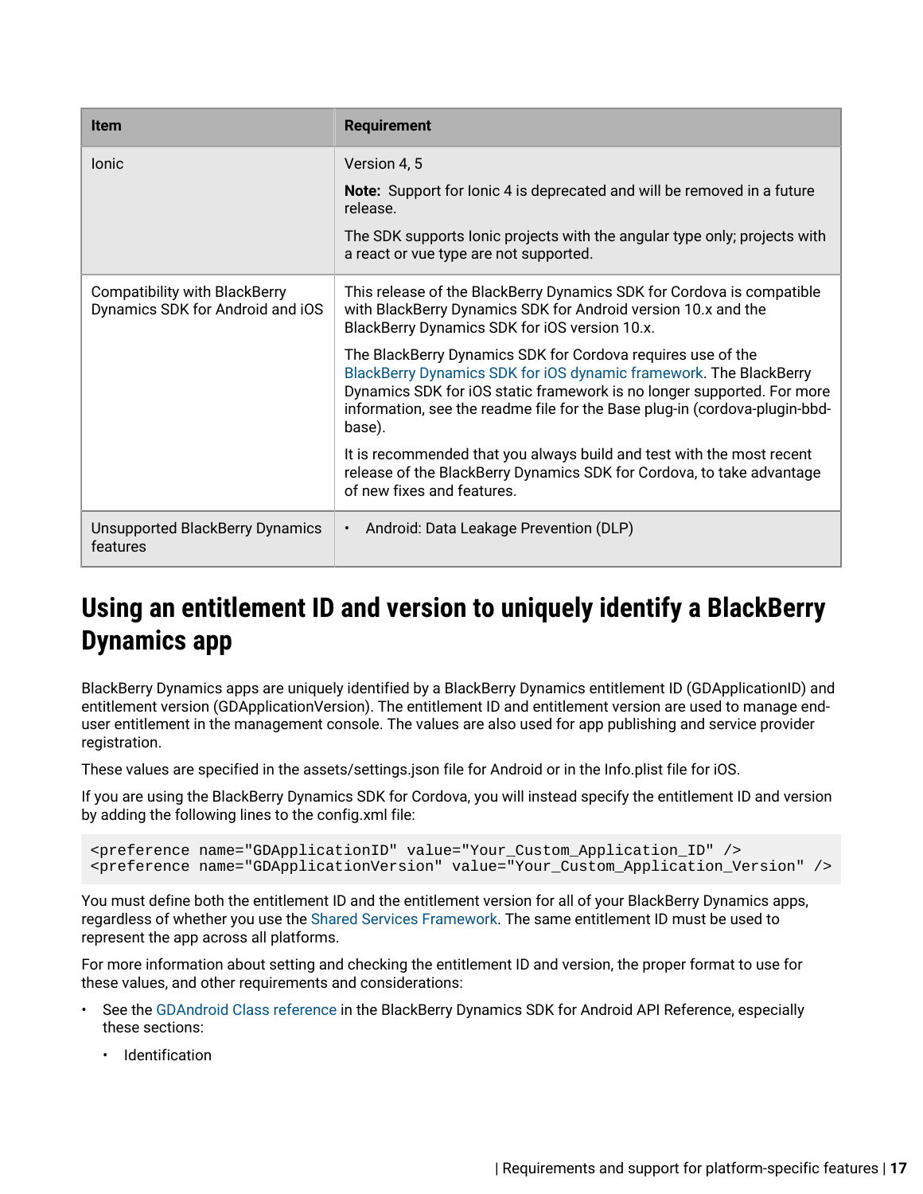| Item | Requirement |
| --- | --- |
| Ionic | Version 4, 5<br><br>**Note:** Support for Ionic 4 is deprecated and will be removed in a future release.<br><br>The SDK supports Ionic projects with the angular type only; projects with a react or vue type are not supported. |
| Compatibility with BlackBerry Dynamics SDK for Android and iOS | This release of the BlackBerry Dynamics SDK for Cordova is compatible with BlackBerry Dynamics SDK for Android version 10.x and the BlackBerry Dynamics SDK for iOS version 10.x.<br><br>The BlackBerry Dynamics SDK for Cordova requires use of the BlackBerry Dynamics SDK for iOS dynamic framework. The BlackBerry Dynamics SDK for iOS static framework is no longer supported. For more information, see the readme file for the Base plug-in (cordova-plugin-bbd-base).<br><br>It is recommended that you always build and test with the most recent release of the BlackBerry Dynamics SDK for Cordova, to take advantage of new fixes and features. |
| Unsupported BlackBerry Dynamics features | • Android: Data Leakage Prevention (DLP) |

## Using an entitlement ID and version to uniquely identify a BlackBerry Dynamics app

BlackBerry Dynamics apps are uniquely identified by a BlackBerry Dynamics entitlement ID (GDApplicationID) and entitlement version (GDApplicationVersion). The entitlement ID and entitlement version are used to manage end-user entitlement in the management console. The values are also used for app publishing and service provider registration.

These values are specified in the assets/settings.json file for Android or in the Info.plist file for iOS.

If you are using the BlackBerry Dynamics SDK for Cordova, you will instead specify the entitlement ID and version by adding the following lines to the config.xml file:

```
<preference name="GDApplicationID" value="Your_Custom_Application_ID" />
<preference name="GDApplicationVersion" value="Your_Custom_Application_Version" />
```

You must define both the entitlement ID and the entitlement version for all of your BlackBerry Dynamics apps, regardless of whether you use the Shared Services Framework. The same entitlement ID must be used to represent the app across all platforms.

For more information about setting and checking the entitlement ID and version, the proper format to use for these values, and other requirements and considerations:

- See the GDAndroid Class reference in the BlackBerry Dynamics SDK for Android API Reference, especially these sections:
  - Identification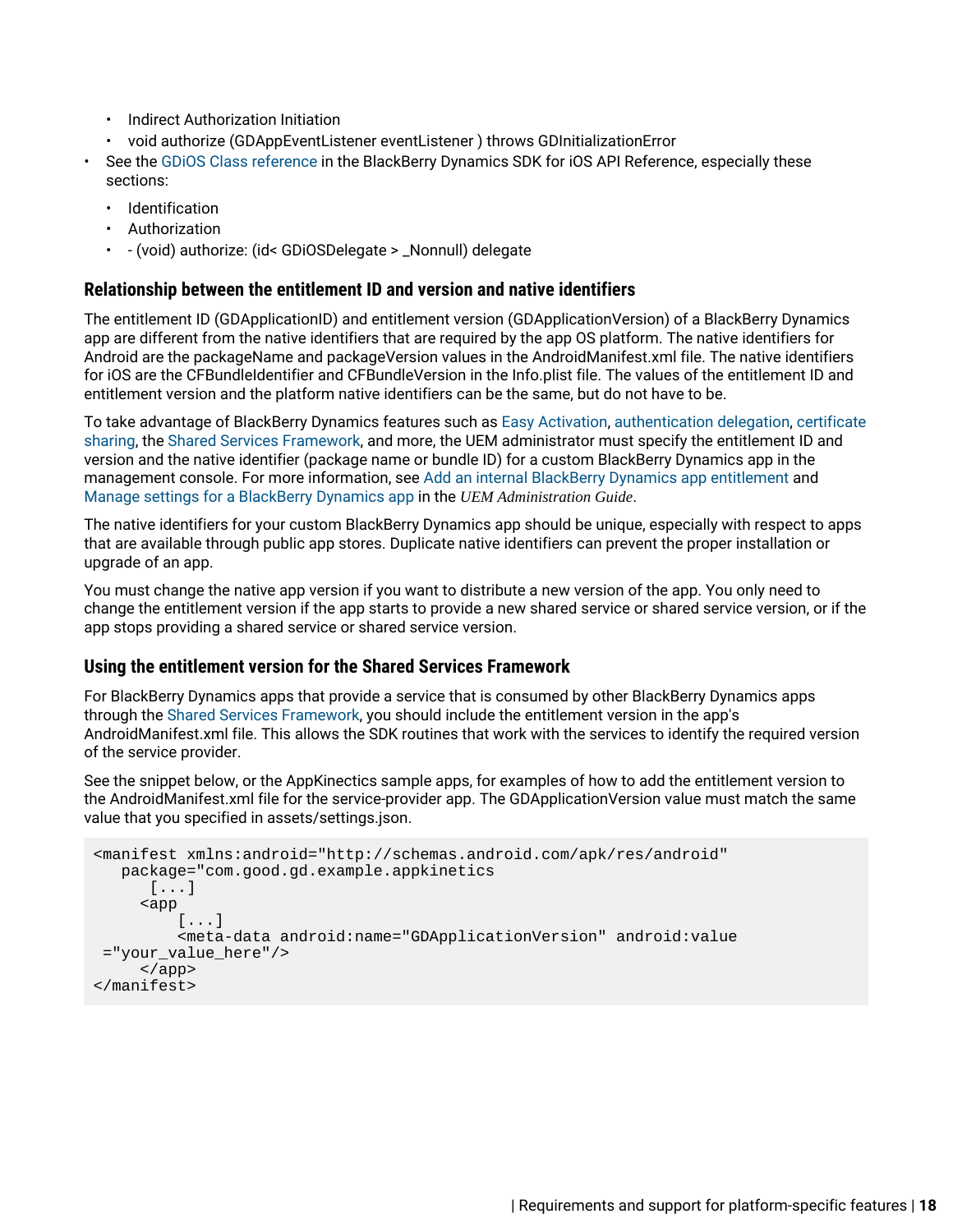- Indirect Authorization Initiation
- void authorize (GDAppEventListener eventListener ) throws GDInitializationError
- See the GDiOS Class reference in the BlackBerry Dynamics SDK for iOS API Reference, especially these sections:
  - Identification
  - Authorization
  - - (void) authorize: (id< GDiOSDelegate > _Nonnull) delegate

### Relationship between the entitlement ID and version and native identifiers

The entitlement ID (GDApplicationID) and entitlement version (GDApplicationVersion) of a BlackBerry Dynamics app are different from the native identifiers that are required by the app OS platform. The native identifiers for Android are the packageName and packageVersion values in the AndroidManifest.xml file. The native identifiers for iOS are the CFBundleIdentifier and CFBundleVersion in the Info.plist file. The values of the entitlement ID and entitlement version and the platform native identifiers can be the same, but do not have to be.

To take advantage of BlackBerry Dynamics features such as Easy Activation, authentication delegation, certificate sharing, the Shared Services Framework, and more, the UEM administrator must specify the entitlement ID and version and the native identifier (package name or bundle ID) for a custom BlackBerry Dynamics app in the management console. For more information, see Add an internal BlackBerry Dynamics app entitlement and Manage settings for a BlackBerry Dynamics app in the *UEM Administration Guide*.

The native identifiers for your custom BlackBerry Dynamics app should be unique, especially with respect to apps that are available through public app stores. Duplicate native identifiers can prevent the proper installation or upgrade of an app.

You must change the native app version if you want to distribute a new version of the app. You only need to change the entitlement version if the app starts to provide a new shared service or shared service version, or if the app stops providing a shared service or shared service version.

### Using the entitlement version for the Shared Services Framework

For BlackBerry Dynamics apps that provide a service that is consumed by other BlackBerry Dynamics apps through the Shared Services Framework, you should include the entitlement version in the app's AndroidManifest.xml file. This allows the SDK routines that work with the services to identify the required version of the service provider.

See the snippet below, or the AppKinectics sample apps, for examples of how to add the entitlement version to the AndroidManifest.xml file for the service-provider app. The GDApplicationVersion value must match the same value that you specified in assets/settings.json.

```
<manifest xmlns:android="http://schemas.android.com/apk/res/android"
   package="com.good.gd.example.appkinetics
      [...]
     <app
         [...]
         <meta-data android:name="GDApplicationVersion" android:value
 ="your_value_here"/>
     </app>
</manifest>
```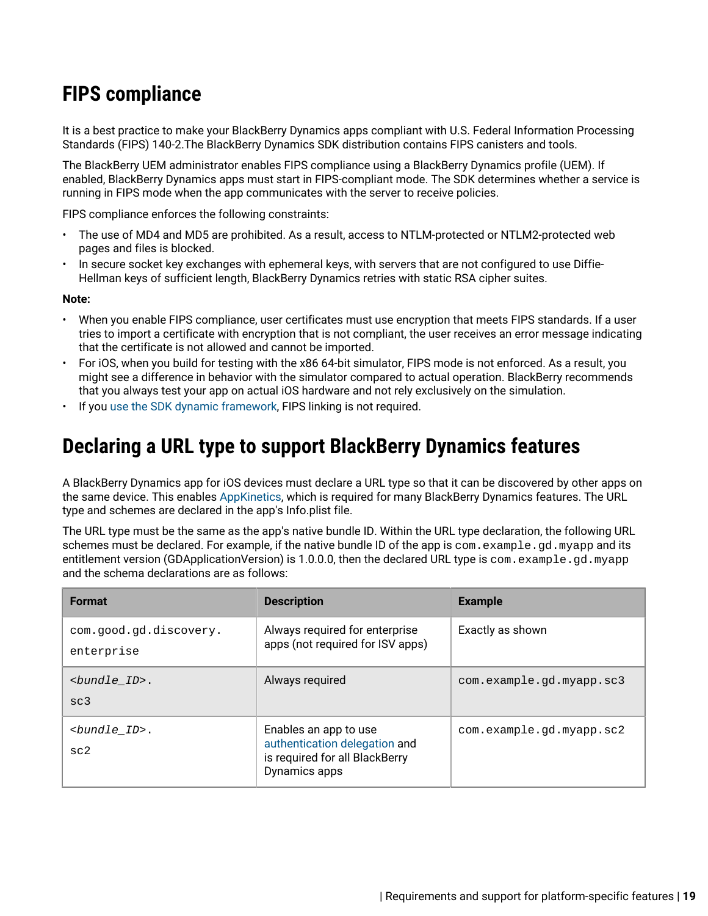# FIPS compliance

It is a best practice to make your BlackBerry Dynamics apps compliant with U.S. Federal Information Processing Standards (FIPS) 140-2.The BlackBerry Dynamics SDK distribution contains FIPS canisters and tools.

The BlackBerry UEM administrator enables FIPS compliance using a BlackBerry Dynamics profile (UEM). If enabled, BlackBerry Dynamics apps must start in FIPS-compliant mode. The SDK determines whether a service is running in FIPS mode when the app communicates with the server to receive policies.

FIPS compliance enforces the following constraints:

- The use of MD4 and MD5 are prohibited. As a result, access to NTLM-protected or NTLM2-protected web pages and files is blocked.
- In secure socket key exchanges with ephemeral keys, with servers that are not configured to use Diffie-Hellman keys of sufficient length, BlackBerry Dynamics retries with static RSA cipher suites.

**Note:**

- When you enable FIPS compliance, user certificates must use encryption that meets FIPS standards. If a user tries to import a certificate with encryption that is not compliant, the user receives an error message indicating that the certificate is not allowed and cannot be imported.
- For iOS, when you build for testing with the x86 64-bit simulator, FIPS mode is not enforced. As a result, you might see a difference in behavior with the simulator compared to actual operation. BlackBerry recommends that you always test your app on actual iOS hardware and not rely exclusively on the simulation.
- If you use the SDK dynamic framework, FIPS linking is not required.

# Declaring a URL type to support BlackBerry Dynamics features

A BlackBerry Dynamics app for iOS devices must declare a URL type so that it can be discovered by other apps on the same device. This enables AppKinetics, which is required for many BlackBerry Dynamics features. The URL type and schemes are declared in the app's Info.plist file.

The URL type must be the same as the app's native bundle ID. Within the URL type declaration, the following URL schemes must be declared. For example, if the native bundle ID of the app is `com.example.gd.myapp` and its entitlement version (GDApplicationVersion) is 1.0.0.0, then the declared URL type is `com.example.gd.myapp` and the schema declarations are as follows:

| Format | Description | Example |
|---|---|---|
| `com.good.gd.discovery.enterprise` | Always required for enterprise apps (not required for ISV apps) | Exactly as shown |
| `<bundle_ID>.sc3` | Always required | `com.example.gd.myapp.sc3` |
| `<bundle_ID>.sc2` | Enables an app to use authentication delegation and is required for all BlackBerry Dynamics apps | `com.example.gd.myapp.sc2` |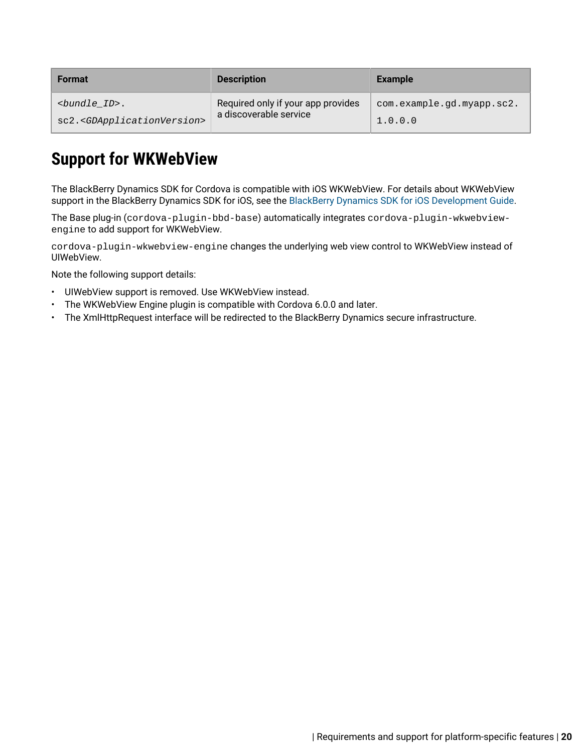| Format | Description | Example |
| --- | --- | --- |
| *<bundle_ID>*.sc2.*<GDApplicationVersion>* | Required only if your app provides a discoverable service | com.example.gd.myapp.sc2.1.0.0.0 |

## Support for WKWebView

The BlackBerry Dynamics SDK for Cordova is compatible with iOS WKWebView. For details about WKWebView support in the BlackBerry Dynamics SDK for iOS, see the BlackBerry Dynamics SDK for iOS Development Guide.

The Base plug-in (`cordova-plugin-bbd-base`) automatically integrates `cordova-plugin-wkwebview-engine` to add support for WKWebView.

`cordova-plugin-wkwebview-engine` changes the underlying web view control to WKWebView instead of UIWebView.

Note the following support details:

- UIWebView support is removed. Use WKWebView instead.
- The WKWebView Engine plugin is compatible with Cordova 6.0.0 and later.
- The XmlHttpRequest interface will be redirected to the BlackBerry Dynamics secure infrastructure.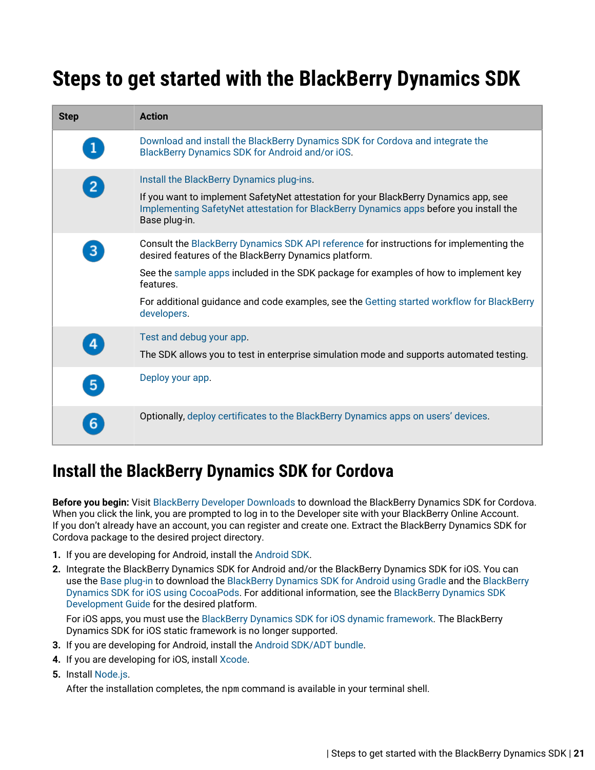# Steps to get started with the BlackBerry Dynamics SDK

| Step | Action |
| --- | --- |
| 1 | Download and install the BlackBerry Dynamics SDK for Cordova and integrate the BlackBerry Dynamics SDK for Android and/or iOS. |
| 2 | Install the BlackBerry Dynamics plug-ins.<br><br>If you want to implement SafetyNet attestation for your BlackBerry Dynamics app, see Implementing SafetyNet attestation for BlackBerry Dynamics apps before you install the Base plug-in. |
| 3 | Consult the BlackBerry Dynamics SDK API reference for instructions for implementing the desired features of the BlackBerry Dynamics platform.<br><br>See the sample apps included in the SDK package for examples of how to implement key features.<br><br>For additional guidance and code examples, see the Getting started workflow for BlackBerry developers. |
| 4 | Test and debug your app.<br><br>The SDK allows you to test in enterprise simulation mode and supports automated testing. |
| 5 | Deploy your app. |
| 6 | Optionally, deploy certificates to the BlackBerry Dynamics apps on users' devices. |

## Install the BlackBerry Dynamics SDK for Cordova

**Before you begin:** Visit BlackBerry Developer Downloads to download the BlackBerry Dynamics SDK for Cordova. When you click the link, you are prompted to log in to the Developer site with your BlackBerry Online Account. If you don't already have an account, you can register and create one. Extract the BlackBerry Dynamics SDK for Cordova package to the desired project directory.

1. If you are developing for Android, install the Android SDK.
2. Integrate the BlackBerry Dynamics SDK for Android and/or the BlackBerry Dynamics SDK for iOS. You can use the Base plug-in to download the BlackBerry Dynamics SDK for Android using Gradle and the BlackBerry Dynamics SDK for iOS using CocoaPods. For additional information, see the BlackBerry Dynamics SDK Development Guide for the desired platform.

   For iOS apps, you must use the BlackBerry Dynamics SDK for iOS dynamic framework. The BlackBerry Dynamics SDK for iOS static framework is no longer supported.
3. If you are developing for Android, install the Android SDK/ADT bundle.
4. If you are developing for iOS, install Xcode.
5. Install Node.js.

   After the installation completes, the npm command is available in your terminal shell.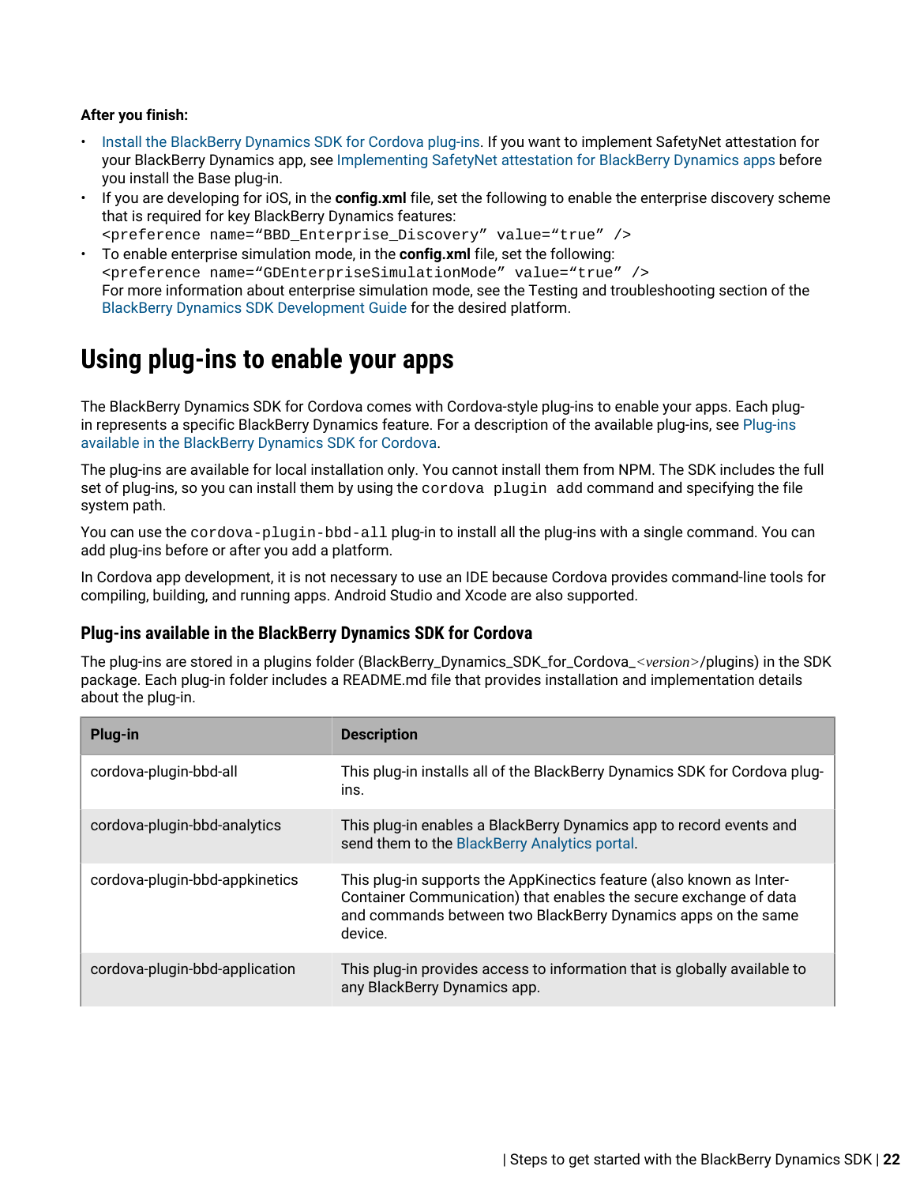**After you finish:**

- Install the BlackBerry Dynamics SDK for Cordova plug-ins. If you want to implement SafetyNet attestation for your BlackBerry Dynamics app, see Implementing SafetyNet attestation for BlackBerry Dynamics apps before you install the Base plug-in.
- If you are developing for iOS, in the **config.xml** file, set the following to enable the enterprise discovery scheme that is required for key BlackBerry Dynamics features:
  `<preference name="BBD_Enterprise_Discovery" value="true" />`
- To enable enterprise simulation mode, in the **config.xml** file, set the following:
  `<preference name="GDEnterpriseSimulationMode" value="true" />`
  For more information about enterprise simulation mode, see the Testing and troubleshooting section of the BlackBerry Dynamics SDK Development Guide for the desired platform.

# Using plug-ins to enable your apps

The BlackBerry Dynamics SDK for Cordova comes with Cordova-style plug-ins to enable your apps. Each plug-in represents a specific BlackBerry Dynamics feature. For a description of the available plug-ins, see Plug-ins available in the BlackBerry Dynamics SDK for Cordova.

The plug-ins are available for local installation only. You cannot install them from NPM. The SDK includes the full set of plug-ins, so you can install them by using the `cordova plugin add` command and specifying the file system path.

You can use the `cordova-plugin-bbd-all` plug-in to install all the plug-ins with a single command. You can add plug-ins before or after you add a platform.

In Cordova app development, it is not necessary to use an IDE because Cordova provides command-line tools for compiling, building, and running apps. Android Studio and Xcode are also supported.

## Plug-ins available in the BlackBerry Dynamics SDK for Cordova

The plug-ins are stored in a plugins folder (BlackBerry_Dynamics_SDK_for_Cordova_*<version>*/plugins) in the SDK package. Each plug-in folder includes a README.md file that provides installation and implementation details about the plug-in.

| Plug-in | Description |
|---|---|
| cordova-plugin-bbd-all | This plug-in installs all of the BlackBerry Dynamics SDK for Cordova plug-ins. |
| cordova-plugin-bbd-analytics | This plug-in enables a BlackBerry Dynamics app to record events and send them to the BlackBerry Analytics portal. |
| cordova-plugin-bbd-appkinetics | This plug-in supports the AppKinectics feature (also known as Inter-Container Communication) that enables the secure exchange of data and commands between two BlackBerry Dynamics apps on the same device. |
| cordova-plugin-bbd-application | This plug-in provides access to information that is globally available to any BlackBerry Dynamics app. |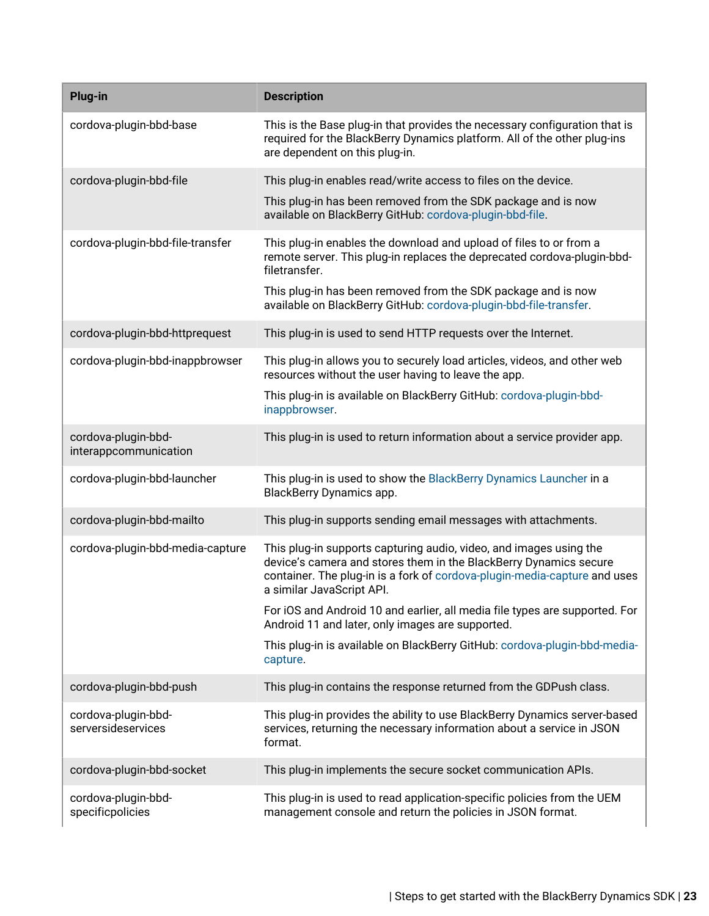| Plug-in | Description |
| --- | --- |
| cordova-plugin-bbd-base | This is the Base plug-in that provides the necessary configuration that is required for the BlackBerry Dynamics platform. All of the other plug-ins are dependent on this plug-in. |
| cordova-plugin-bbd-file | This plug-in enables read/write access to files on the device.<br><br>This plug-in has been removed from the SDK package and is now available on BlackBerry GitHub: cordova-plugin-bbd-file. |
| cordova-plugin-bbd-file-transfer | This plug-in enables the download and upload of files to or from a remote server. This plug-in replaces the deprecated cordova-plugin-bbd-filetransfer.<br><br>This plug-in has been removed from the SDK package and is now available on BlackBerry GitHub: cordova-plugin-bbd-file-transfer. |
| cordova-plugin-bbd-httprequest | This plug-in is used to send HTTP requests over the Internet. |
| cordova-plugin-bbd-inappbrowser | This plug-in allows you to securely load articles, videos, and other web resources without the user having to leave the app.<br><br>This plug-in is available on BlackBerry GitHub: cordova-plugin-bbd-inappbrowser. |
| cordova-plugin-bbd-interappcommunication | This plug-in is used to return information about a service provider app. |
| cordova-plugin-bbd-launcher | This plug-in is used to show the BlackBerry Dynamics Launcher in a BlackBerry Dynamics app. |
| cordova-plugin-bbd-mailto | This plug-in supports sending email messages with attachments. |
| cordova-plugin-bbd-media-capture | This plug-in supports capturing audio, video, and images using the device's camera and stores them in the BlackBerry Dynamics secure container. The plug-in is a fork of cordova-plugin-media-capture and uses a similar JavaScript API.<br><br>For iOS and Android 10 and earlier, all media file types are supported. For Android 11 and later, only images are supported.<br><br>This plug-in is available on BlackBerry GitHub: cordova-plugin-bbd-media-capture. |
| cordova-plugin-bbd-push | This plug-in contains the response returned from the GDPush class. |
| cordova-plugin-bbd-serversideservices | This plug-in provides the ability to use BlackBerry Dynamics server-based services, returning the necessary information about a service in JSON format. |
| cordova-plugin-bbd-socket | This plug-in implements the secure socket communication APIs. |
| cordova-plugin-bbd-specificpolicies | This plug-in is used to read application-specific policies from the UEM management console and return the policies in JSON format. |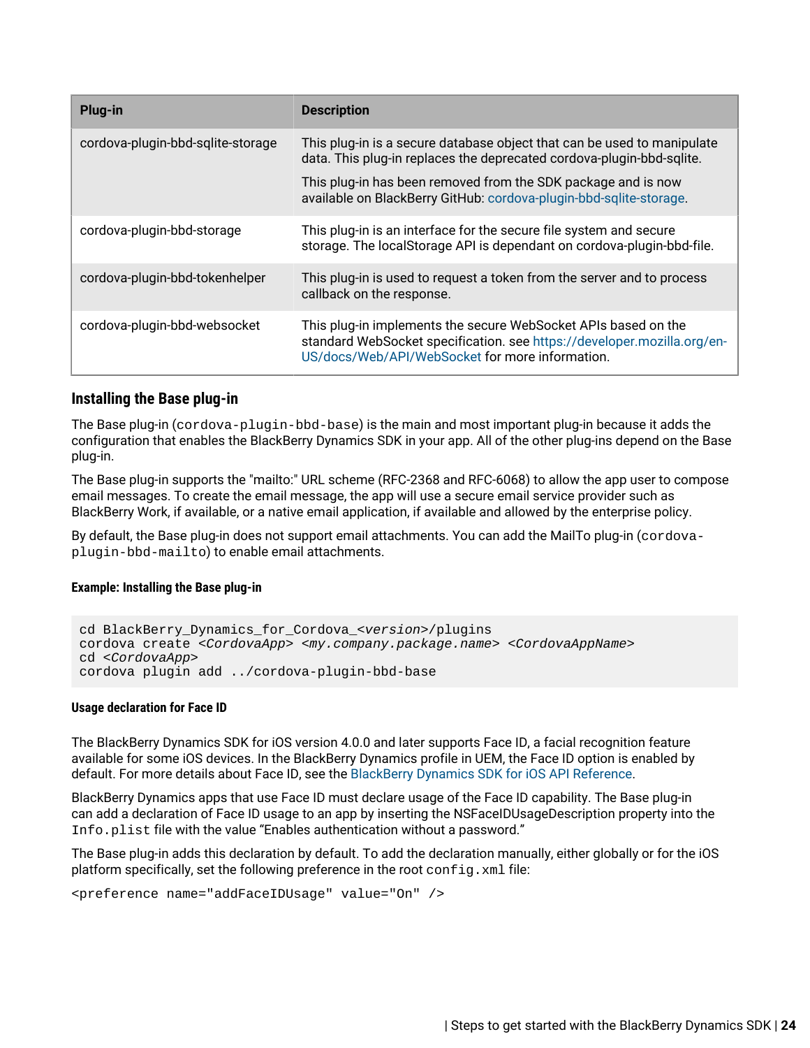| Plug-in | Description |
| --- | --- |
| cordova-plugin-bbd-sqlite-storage | This plug-in is a secure database object that can be used to manipulate data. This plug-in replaces the deprecated cordova-plugin-bbd-sqlite.<br><br>This plug-in has been removed from the SDK package and is now available on BlackBerry GitHub: cordova-plugin-bbd-sqlite-storage. |
| cordova-plugin-bbd-storage | This plug-in is an interface for the secure file system and secure storage. The localStorage API is dependant on cordova-plugin-bbd-file. |
| cordova-plugin-bbd-tokenhelper | This plug-in is used to request a token from the server and to process callback on the response. |
| cordova-plugin-bbd-websocket | This plug-in implements the secure WebSocket APIs based on the standard WebSocket specification. see https://developer.mozilla.org/en-US/docs/Web/API/WebSocket for more information. |

## Installing the Base plug-in

The Base plug-in (`cordova-plugin-bbd-base`) is the main and most important plug-in because it adds the configuration that enables the BlackBerry Dynamics SDK in your app. All of the other plug-ins depend on the Base plug-in.

The Base plug-in supports the "mailto:" URL scheme (RFC-2368 and RFC-6068) to allow the app user to compose email messages. To create the email message, the app will use a secure email service provider such as BlackBerry Work, if available, or a native email application, if available and allowed by the enterprise policy.

By default, the Base plug-in does not support email attachments. You can add the MailTo plug-in (`cordova-plugin-bbd-mailto`) to enable email attachments.

#### Example: Installing the Base plug-in

```
cd BlackBerry_Dynamics_for_Cordova_<version>/plugins
cordova create <CordovaApp> <my.company.package.name> <CordovaAppName>
cd <CordovaApp>
cordova plugin add ../cordova-plugin-bbd-base
```

#### Usage declaration for Face ID

The BlackBerry Dynamics SDK for iOS version 4.0.0 and later supports Face ID, a facial recognition feature available for some iOS devices. In the BlackBerry Dynamics profile in UEM, the Face ID option is enabled by default. For more details about Face ID, see the BlackBerry Dynamics SDK for iOS API Reference.

BlackBerry Dynamics apps that use Face ID must declare usage of the Face ID capability. The Base plug-in can add a declaration of Face ID usage to an app by inserting the NSFaceIDUsageDescription property into the `Info.plist` file with the value “Enables authentication without a password.”

The Base plug-in adds this declaration by default. To add the declaration manually, either globally or for the iOS platform specifically, set the following preference in the root `config.xml` file:

```
<preference name="addFaceIDUsage" value="On" />
```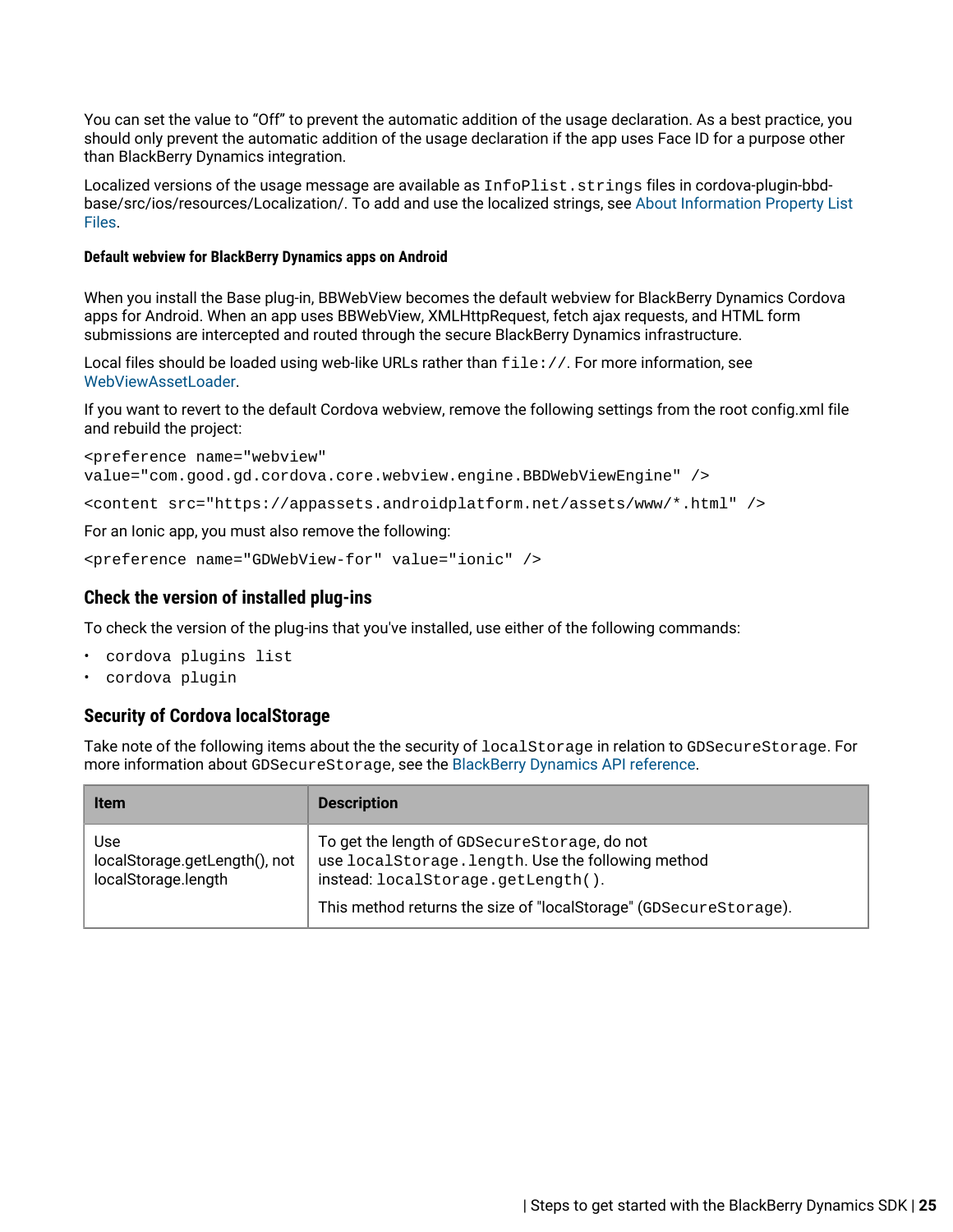You can set the value to "Off" to prevent the automatic addition of the usage declaration. As a best practice, you should only prevent the automatic addition of the usage declaration if the app uses Face ID for a purpose other than BlackBerry Dynamics integration.

Localized versions of the usage message are available as `InfoPlist.strings` files in cordova-plugin-bbd-base/src/ios/resources/Localization/. To add and use the localized strings, see About Information Property List Files.

#### Default webview for BlackBerry Dynamics apps on Android

When you install the Base plug-in, BBWebView becomes the default webview for BlackBerry Dynamics Cordova apps for Android. When an app uses BBWebView, XMLHttpRequest, fetch ajax requests, and HTML form submissions are intercepted and routed through the secure BlackBerry Dynamics infrastructure.

Local files should be loaded using web-like URLs rather than `file://`. For more information, see WebViewAssetLoader.

If you want to revert to the default Cordova webview, remove the following settings from the root config.xml file and rebuild the project:

```
<preference name="webview"
value="com.good.gd.cordova.core.webview.engine.BBDWebViewEngine" />
```

```
<content src="https://appassets.androidplatform.net/assets/www/*.html" />
```

For an Ionic app, you must also remove the following:

```
<preference name="GDWebView-for" value="ionic" />
```

### Check the version of installed plug-ins

To check the version of the plug-ins that you've installed, use either of the following commands:

- `cordova plugins list`
- `cordova plugin`

### Security of Cordova localStorage

Take note of the following items about the the security of `localStorage` in relation to `GDSecureStorage`. For more information about `GDSecureStorage`, see the BlackBerry Dynamics API reference.

| Item | Description |
| --- | --- |
| Use localStorage.getLength(), not localStorage.length | To get the length of `GDSecureStorage`, do not use `localStorage.length`. Use the following method instead: `localStorage.getLength()`.<br><br>This method returns the size of "localStorage" (`GDSecureStorage`). |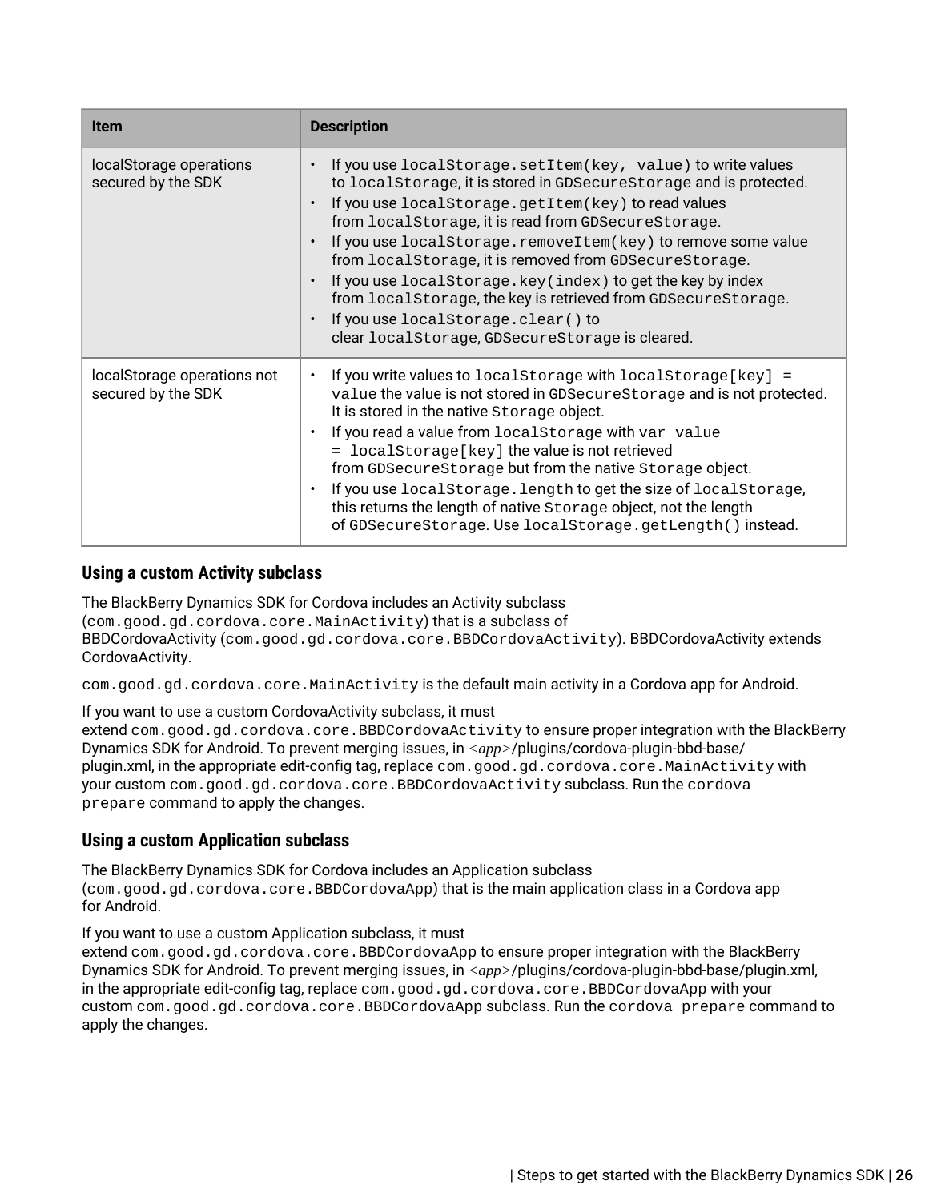| Item | Description |
| --- | --- |
| localStorage operations secured by the SDK | • If you use `localStorage.setItem(key, value)` to write values to `localStorage`, it is stored in `GDSecureStorage` and is protected.<br>• If you use `localStorage.getItem(key)` to read values from `localStorage`, it is read from `GDSecureStorage`.<br>• If you use `localStorage.removeItem(key)` to remove some value from `localStorage`, it is removed from `GDSecureStorage`.<br>• If you use `localStorage.key(index)` to get the key by index from `localStorage`, the key is retrieved from `GDSecureStorage`.<br>• If you use `localStorage.clear()` to clear `localStorage`, `GDSecureStorage` is cleared. |
| localStorage operations not secured by the SDK | • If you write values to `localStorage` with `localStorage[key] = value` the value is not stored in `GDSecureStorage` and is not protected. It is stored in the native `Storage` object.<br>• If you read a value from `localStorage` with `var value = localStorage[key]` the value is not retrieved from `GDSecureStorage` but from the native `Storage` object.<br>• If you use `localStorage.length` to get the size of `localStorage`, this returns the length of native `Storage` object, not the length of `GDSecureStorage`. Use `localStorage.getLength()` instead. |

### Using a custom Activity subclass

The BlackBerry Dynamics SDK for Cordova includes an Activity subclass (`com.good.gd.cordova.core.MainActivity`) that is a subclass of BBDCordovaActivity (`com.good.gd.cordova.core.BBDCordovaActivity`). BBDCordovaActivity extends CordovaActivity.

`com.good.gd.cordova.core.MainActivity` is the default main activity in a Cordova app for Android.

If you want to use a custom CordovaActivity subclass, it must extend `com.good.gd.cordova.core.BBDCordovaActivity` to ensure proper integration with the BlackBerry Dynamics SDK for Android. To prevent merging issues, in *<app>*/plugins/cordova-plugin-bbd-base/plugin.xml, in the appropriate edit-config tag, replace `com.good.gd.cordova.core.MainActivity` with your custom `com.good.gd.cordova.core.BBDCordovaActivity` subclass. Run the `cordova prepare` command to apply the changes.

### Using a custom Application subclass

The BlackBerry Dynamics SDK for Cordova includes an Application subclass (`com.good.gd.cordova.core.BBDCordovaApp`) that is the main application class in a Cordova app for Android.

If you want to use a custom Application subclass, it must extend `com.good.gd.cordova.core.BBDCordovaApp` to ensure proper integration with the BlackBerry Dynamics SDK for Android. To prevent merging issues, in *<app>*/plugins/cordova-plugin-bbd-base/plugin.xml, in the appropriate edit-config tag, replace `com.good.gd.cordova.core.BBDCordovaApp` with your custom `com.good.gd.cordova.core.BBDCordovaApp` subclass. Run the `cordova prepare` command to apply the changes.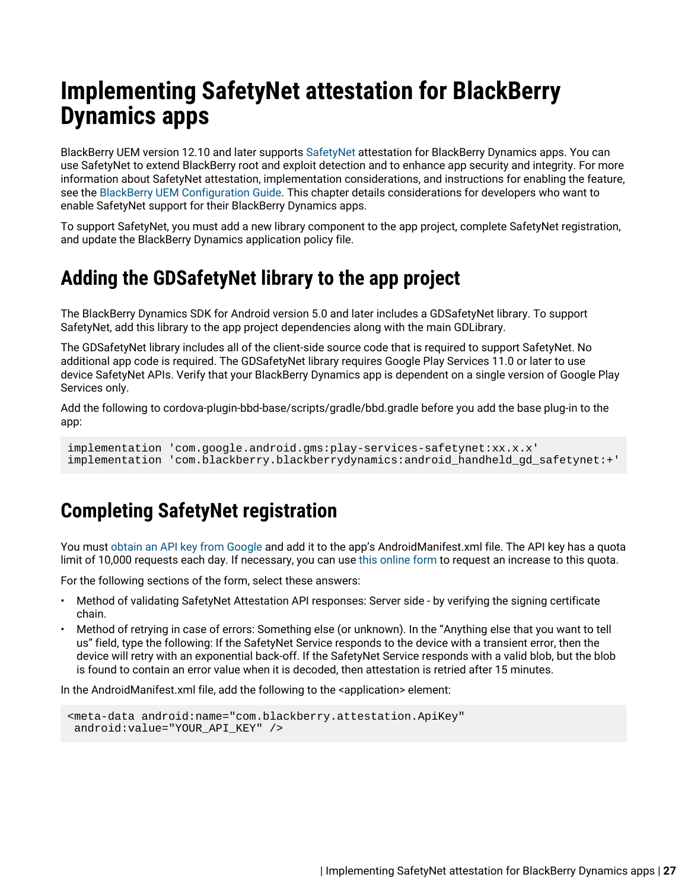# Implementing SafetyNet attestation for BlackBerry Dynamics apps

BlackBerry UEM version 12.10 and later supports SafetyNet attestation for BlackBerry Dynamics apps. You can use SafetyNet to extend BlackBerry root and exploit detection and to enhance app security and integrity. For more information about SafetyNet attestation, implementation considerations, and instructions for enabling the feature, see the BlackBerry UEM Configuration Guide. This chapter details considerations for developers who want to enable SafetyNet support for their BlackBerry Dynamics apps.

To support SafetyNet, you must add a new library component to the app project, complete SafetyNet registration, and update the BlackBerry Dynamics application policy file.

## Adding the GDSafetyNet library to the app project

The BlackBerry Dynamics SDK for Android version 5.0 and later includes a GDSafetyNet library. To support SafetyNet, add this library to the app project dependencies along with the main GDLibrary.

The GDSafetyNet library includes all of the client-side source code that is required to support SafetyNet. No additional app code is required. The GDSafetyNet library requires Google Play Services 11.0 or later to use device SafetyNet APIs. Verify that your BlackBerry Dynamics app is dependent on a single version of Google Play Services only.

Add the following to cordova-plugin-bbd-base/scripts/gradle/bbd.gradle before you add the base plug-in to the app:

```
implementation 'com.google.android.gms:play-services-safetynet:xx.x.x'
implementation 'com.blackberry.blackberrydynamics:android_handheld_gd_safetynet:+'
```

## Completing SafetyNet registration

You must obtain an API key from Google and add it to the app's AndroidManifest.xml file. The API key has a quota limit of 10,000 requests each day. If necessary, you can use this online form to request an increase to this quota.

For the following sections of the form, select these answers:

- Method of validating SafetyNet Attestation API responses: Server side - by verifying the signing certificate chain.
- Method of retrying in case of errors: Something else (or unknown). In the "Anything else that you want to tell us" field, type the following: If the SafetyNet Service responds to the device with a transient error, then the device will retry with an exponential back-off. If the SafetyNet Service responds with a valid blob, but the blob is found to contain an error value when it is decoded, then attestation is retried after 15 minutes.

In the AndroidManifest.xml file, add the following to the <application> element:

```
<meta-data android:name="com.blackberry.attestation.ApiKey"
 android:value="YOUR_API_KEY" />
```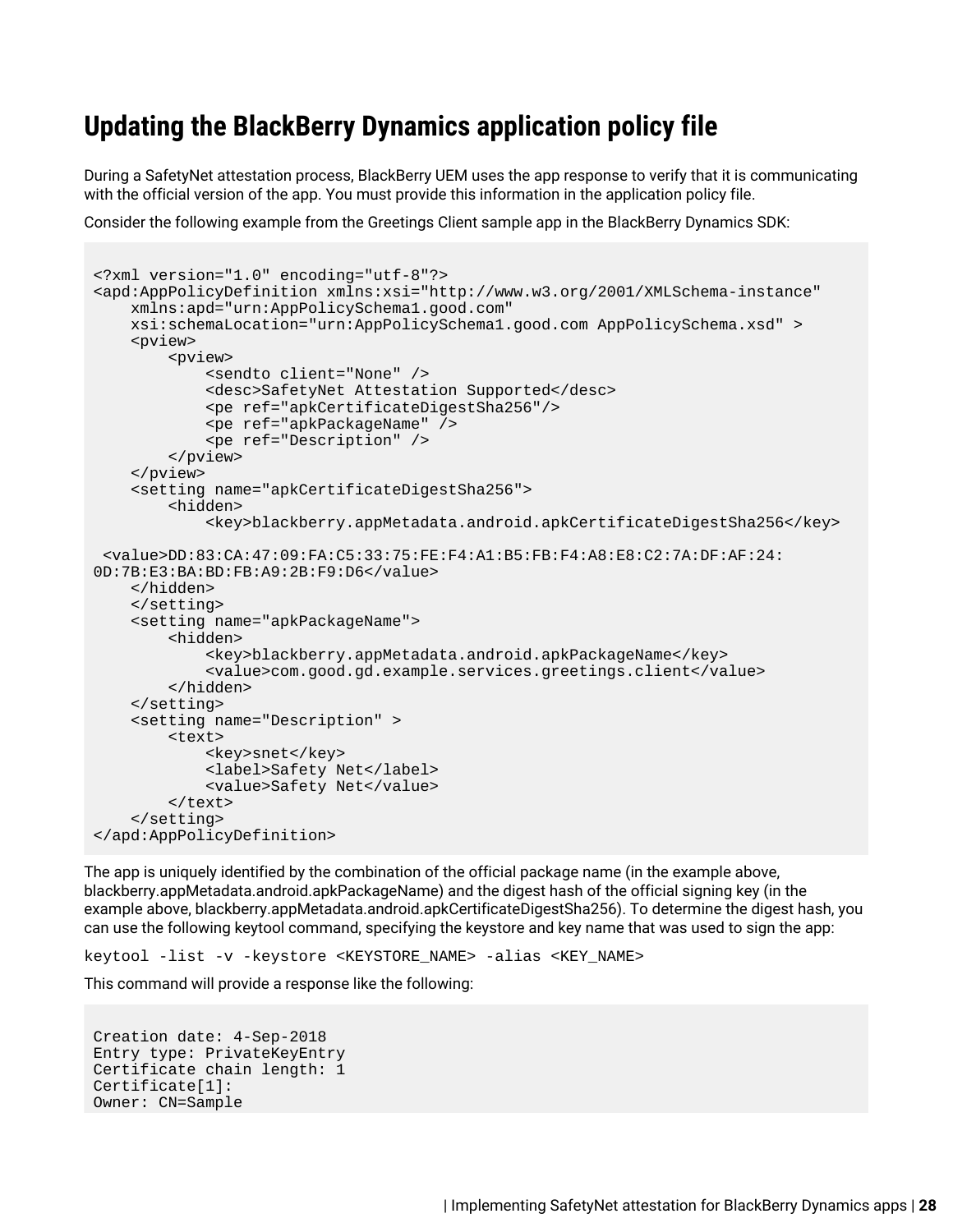# Updating the BlackBerry Dynamics application policy file

During a SafetyNet attestation process, BlackBerry UEM uses the app response to verify that it is communicating with the official version of the app. You must provide this information in the application policy file.

Consider the following example from the Greetings Client sample app in the BlackBerry Dynamics SDK:

```
<?xml version="1.0" encoding="utf-8"?>
<apd:AppPolicyDefinition xmlns:xsi="http://www.w3.org/2001/XMLSchema-instance"
    xmlns:apd="urn:AppPolicySchema1.good.com"
    xsi:schemaLocation="urn:AppPolicySchema1.good.com AppPolicySchema.xsd" >
    <pview>
        <pview>
            <sendto client="None" />
            <desc>SafetyNet Attestation Supported</desc>
            <pe ref="apkCertificateDigestSha256"/>
            <pe ref="apkPackageName" />
            <pe ref="Description" />
        </pview>
    </pview>
    <setting name="apkCertificateDigestSha256">
        <hidden>
            <key>blackberry.appMetadata.android.apkCertificateDigestSha256</key>

 <value>DD:83:CA:47:09:FA:C5:33:75:FE:F4:A1:B5:FB:F4:A8:E8:C2:7A:DF:AF:24:
0D:7B:E3:BA:BD:FB:A9:2B:F9:D6</value>
    </hidden>
    </setting>
    <setting name="apkPackageName">
        <hidden>
            <key>blackberry.appMetadata.android.apkPackageName</key>
            <value>com.good.gd.example.services.greetings.client</value>
        </hidden>
    </setting>
    <setting name="Description" >
        <text>
            <key>snet</key>
            <label>Safety Net</label>
            <value>Safety Net</value>
        </text>
    </setting>
</apd:AppPolicyDefinition>
```

The app is uniquely identified by the combination of the official package name (in the example above, blackberry.appMetadata.android.apkPackageName) and the digest hash of the official signing key (in the example above, blackberry.appMetadata.android.apkCertificateDigestSha256). To determine the digest hash, you can use the following keytool command, specifying the keystore and key name that was used to sign the app:

```
keytool -list -v -keystore <KEYSTORE_NAME> -alias <KEY_NAME>
```

This command will provide a response like the following:

```
Creation date: 4-Sep-2018
Entry type: PrivateKeyEntry
Certificate chain length: 1
Certificate[1]:
Owner: CN=Sample
```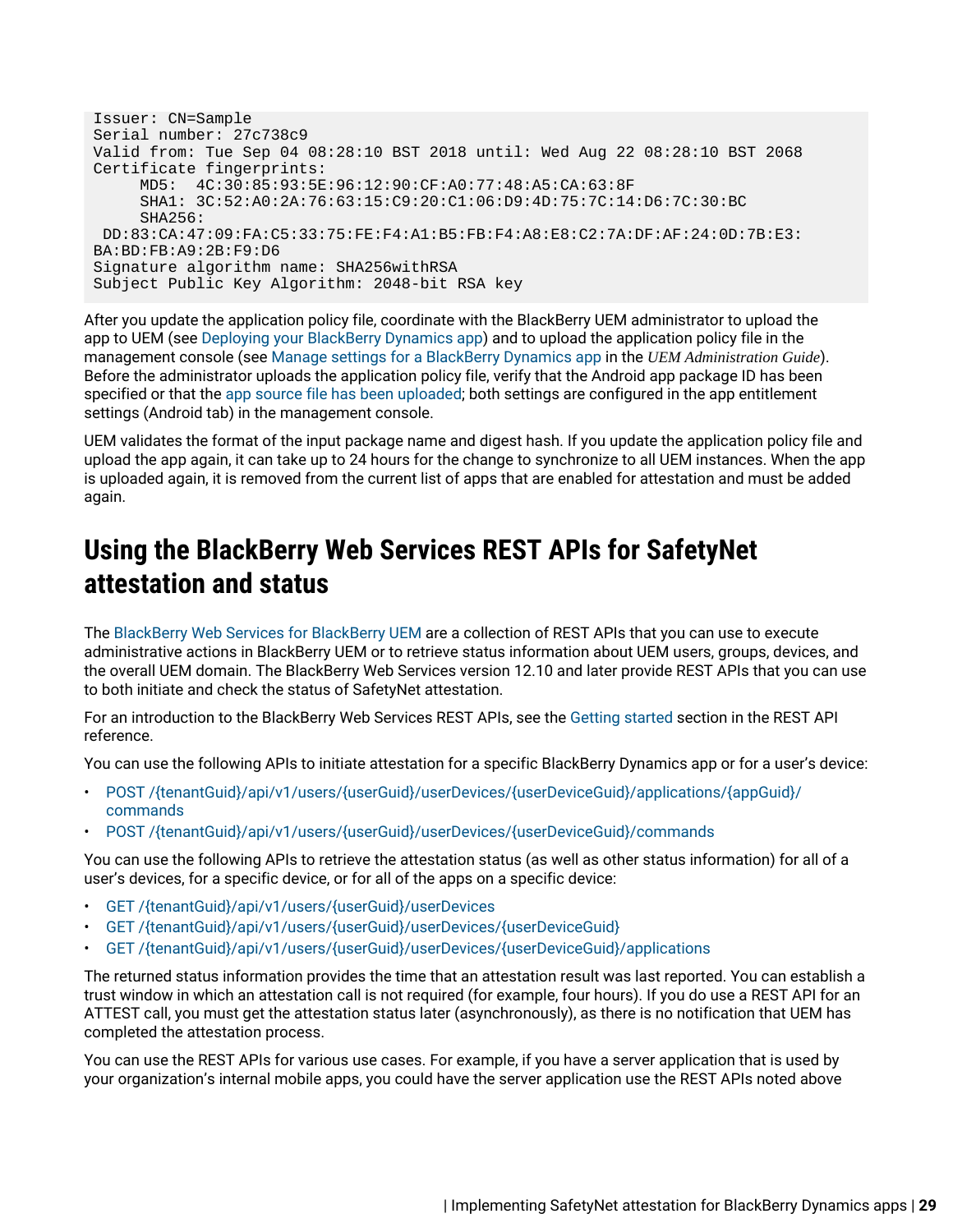```
Issuer: CN=Sample
Serial number: 27c738c9
Valid from: Tue Sep 04 08:28:10 BST 2018 until: Wed Aug 22 08:28:10 BST 2068
Certificate fingerprints:
     MD5:  4C:30:85:93:5E:96:12:90:CF:A0:77:48:A5:CA:63:8F
     SHA1: 3C:52:A0:2A:76:63:15:C9:20:C1:06:D9:4D:75:7C:14:D6:7C:30:BC
     SHA256:
 DD:83:CA:47:09:FA:C5:33:75:FE:F4:A1:B5:FB:F4:A8:E8:C2:7A:DF:AF:24:0D:7B:E3:
BA:BD:FB:A9:2B:F9:D6
Signature algorithm name: SHA256withRSA
Subject Public Key Algorithm: 2048-bit RSA key
```

After you update the application policy file, coordinate with the BlackBerry UEM administrator to upload the app to UEM (see Deploying your BlackBerry Dynamics app) and to upload the application policy file in the management console (see Manage settings for a BlackBerry Dynamics app in the *UEM Administration Guide*). Before the administrator uploads the application policy file, verify that the Android app package ID has been specified or that the app source file has been uploaded; both settings are configured in the app entitlement settings (Android tab) in the management console.

UEM validates the format of the input package name and digest hash. If you update the application policy file and upload the app again, it can take up to 24 hours for the change to synchronize to all UEM instances. When the app is uploaded again, it is removed from the current list of apps that are enabled for attestation and must be added again.

# Using the BlackBerry Web Services REST APIs for SafetyNet attestation and status

The BlackBerry Web Services for BlackBerry UEM are a collection of REST APIs that you can use to execute administrative actions in BlackBerry UEM or to retrieve status information about UEM users, groups, devices, and the overall UEM domain. The BlackBerry Web Services version 12.10 and later provide REST APIs that you can use to both initiate and check the status of SafetyNet attestation.

For an introduction to the BlackBerry Web Services REST APIs, see the Getting started section in the REST API reference.

You can use the following APIs to initiate attestation for a specific BlackBerry Dynamics app or for a user's device:

- POST /{tenantGuid}/api/v1/users/{userGuid}/userDevices/{userDeviceGuid}/applications/{appGuid}/commands
- POST /{tenantGuid}/api/v1/users/{userGuid}/userDevices/{userDeviceGuid}/commands

You can use the following APIs to retrieve the attestation status (as well as other status information) for all of a user's devices, for a specific device, or for all of the apps on a specific device:

- GET /{tenantGuid}/api/v1/users/{userGuid}/userDevices
- GET /{tenantGuid}/api/v1/users/{userGuid}/userDevices/{userDeviceGuid}
- GET /{tenantGuid}/api/v1/users/{userGuid}/userDevices/{userDeviceGuid}/applications

The returned status information provides the time that an attestation result was last reported. You can establish a trust window in which an attestation call is not required (for example, four hours). If you do use a REST API for an ATTEST call, you must get the attestation status later (asynchronously), as there is no notification that UEM has completed the attestation process.

You can use the REST APIs for various use cases. For example, if you have a server application that is used by your organization's internal mobile apps, you could have the server application use the REST APIs noted above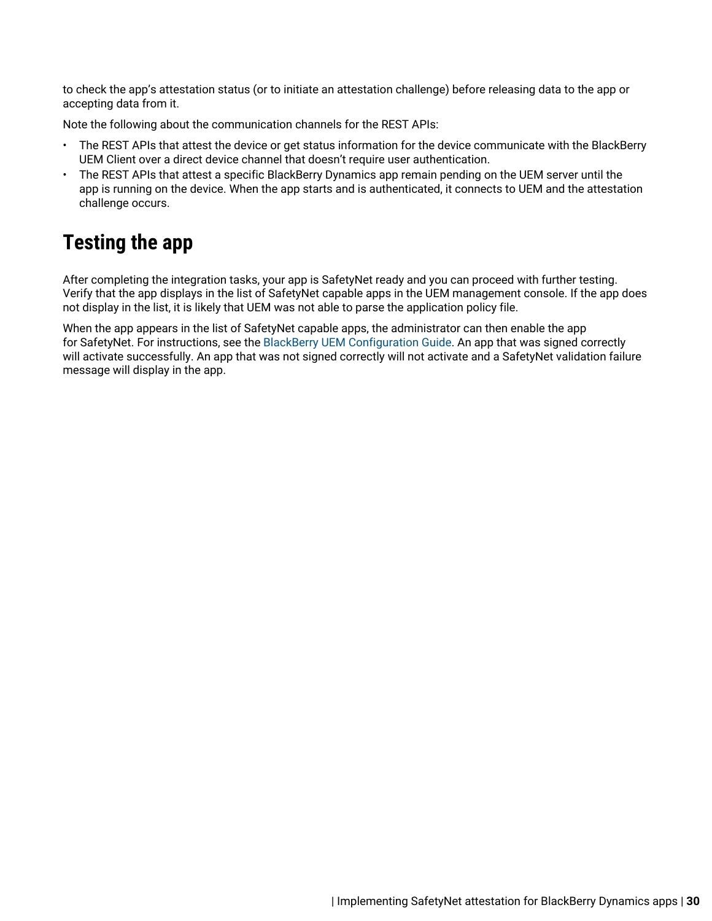to check the app's attestation status (or to initiate an attestation challenge) before releasing data to the app or accepting data from it.

Note the following about the communication channels for the REST APIs:

- The REST APIs that attest the device or get status information for the device communicate with the BlackBerry UEM Client over a direct device channel that doesn't require user authentication.
- The REST APIs that attest a specific BlackBerry Dynamics app remain pending on the UEM server until the app is running on the device. When the app starts and is authenticated, it connects to UEM and the attestation challenge occurs.

# Testing the app

After completing the integration tasks, your app is SafetyNet ready and you can proceed with further testing. Verify that the app displays in the list of SafetyNet capable apps in the UEM management console. If the app does not display in the list, it is likely that UEM was not able to parse the application policy file.

When the app appears in the list of SafetyNet capable apps, the administrator can then enable the app for SafetyNet. For instructions, see the BlackBerry UEM Configuration Guide. An app that was signed correctly will activate successfully. An app that was not signed correctly will not activate and a SafetyNet validation failure message will display in the app.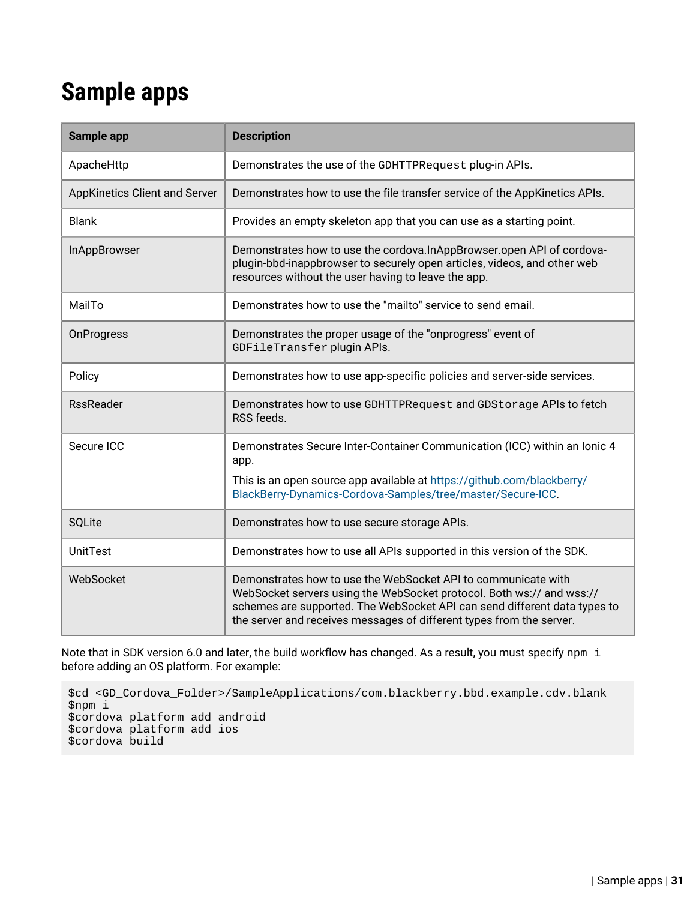# Sample apps

| Sample app | Description |
| --- | --- |
| ApacheHttp | Demonstrates the use of the `GDHTTPRequest` plug-in APIs. |
| AppKinetics Client and Server | Demonstrates how to use the file transfer service of the AppKinetics APIs. |
| Blank | Provides an empty skeleton app that you can use as a starting point. |
| InAppBrowser | Demonstrates how to use the cordova.InAppBrowser.open API of cordova-plugin-bbd-inappbrowser to securely open articles, videos, and other web resources without the user having to leave the app. |
| MailTo | Demonstrates how to use the "mailto" service to send email. |
| OnProgress | Demonstrates the proper usage of the "onprogress" event of `GDFileTransfer` plugin APIs. |
| Policy | Demonstrates how to use app-specific policies and server-side services. |
| RssReader | Demonstrates how to use `GDHTTPRequest` and `GDStorage` APIs to fetch RSS feeds. |
| Secure ICC | Demonstrates Secure Inter-Container Communication (ICC) within an Ionic 4 app.<br>This is an open source app available at https://github.com/blackberry/BlackBerry-Dynamics-Cordova-Samples/tree/master/Secure-ICC. |
| SQLite | Demonstrates how to use secure storage APIs. |
| UnitTest | Demonstrates how to use all APIs supported in this version of the SDK. |
| WebSocket | Demonstrates how to use the WebSocket API to communicate with WebSocket servers using the WebSocket protocol. Both ws:// and wss:// schemes are supported. The WebSocket API can send different data types to the server and receives messages of different types from the server. |

Note that in SDK version 6.0 and later, the build workflow has changed. As a result, you must specify `npm i` before adding an OS platform. For example:

```
$cd <GD_Cordova_Folder>/SampleApplications/com.blackberry.bbd.example.cdv.blank
$npm i
$cordova platform add android
$cordova platform add ios
$cordova build
```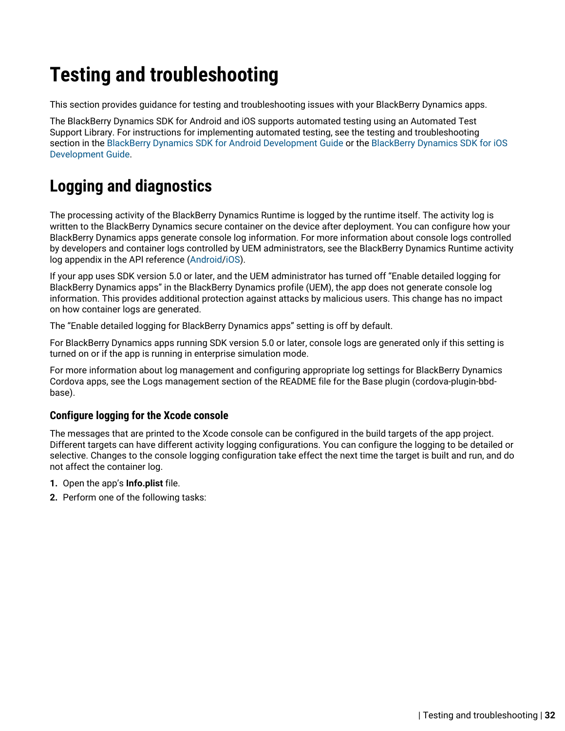# Testing and troubleshooting

This section provides guidance for testing and troubleshooting issues with your BlackBerry Dynamics apps.

The BlackBerry Dynamics SDK for Android and iOS supports automated testing using an Automated Test Support Library. For instructions for implementing automated testing, see the testing and troubleshooting section in the BlackBerry Dynamics SDK for Android Development Guide or the BlackBerry Dynamics SDK for iOS Development Guide.

## Logging and diagnostics

The processing activity of the BlackBerry Dynamics Runtime is logged by the runtime itself. The activity log is written to the BlackBerry Dynamics secure container on the device after deployment. You can configure how your BlackBerry Dynamics apps generate console log information. For more information about console logs controlled by developers and container logs controlled by UEM administrators, see the BlackBerry Dynamics Runtime activity log appendix in the API reference (Android/iOS).

If your app uses SDK version 5.0 or later, and the UEM administrator has turned off “Enable detailed logging for BlackBerry Dynamics apps” in the BlackBerry Dynamics profile (UEM), the app does not generate console log information. This provides additional protection against attacks by malicious users. This change has no impact on how container logs are generated.

The “Enable detailed logging for BlackBerry Dynamics apps” setting is off by default.

For BlackBerry Dynamics apps running SDK version 5.0 or later, console logs are generated only if this setting is turned on or if the app is running in enterprise simulation mode.

For more information about log management and configuring appropriate log settings for BlackBerry Dynamics Cordova apps, see the Logs management section of the README file for the Base plugin (cordova-plugin-bbd-base).

### Configure logging for the Xcode console

The messages that are printed to the Xcode console can be configured in the build targets of the app project. Different targets can have different activity logging configurations. You can configure the logging to be detailed or selective. Changes to the console logging configuration take effect the next time the target is built and run, and do not affect the container log.

1. Open the app’s **Info.plist** file.
2. Perform one of the following tasks: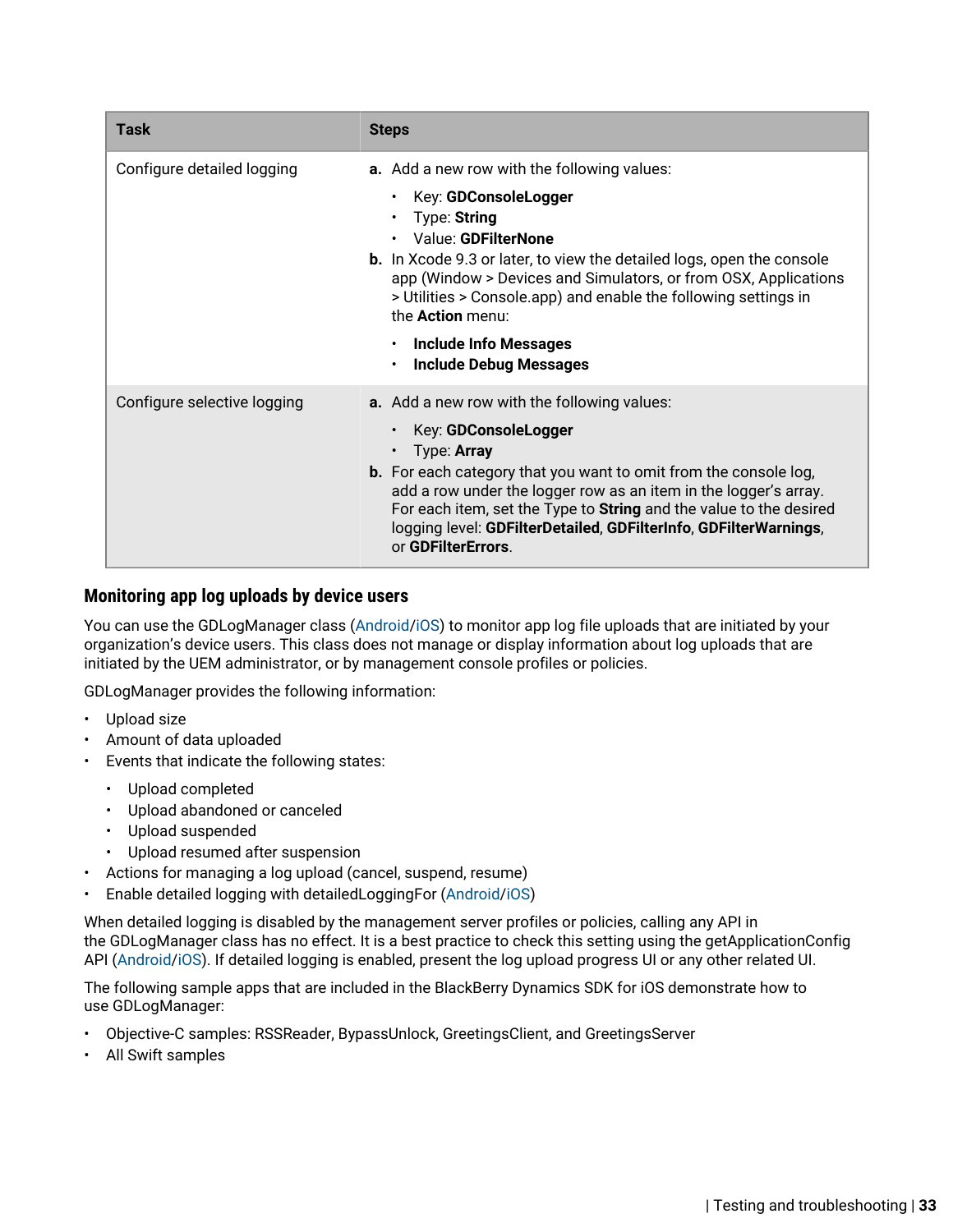| Task | Steps |
|---|---|
| Configure detailed logging | **a.** Add a new row with the following values:<br>• Key: **GDConsoleLogger**<br>• Type: **String**<br>• Value: **GDFilterNone**<br>**b.** In Xcode 9.3 or later, to view the detailed logs, open the console app (Window > Devices and Simulators, or from OSX, Applications > Utilities > Console.app) and enable the following settings in the **Action** menu:<br>• **Include Info Messages**<br>• **Include Debug Messages** |
| Configure selective logging | **a.** Add a new row with the following values:<br>• Key: **GDConsoleLogger**<br>• Type: **Array**<br>**b.** For each category that you want to omit from the console log, add a row under the logger row as an item in the logger's array. For each item, set the Type to **String** and the value to the desired logging level: **GDFilterDetailed**, **GDFilterInfo**, **GDFilterWarnings**, or **GDFilterErrors**. |

## Monitoring app log uploads by device users

You can use the GDLogManager class (Android/iOS) to monitor app log file uploads that are initiated by your organization's device users. This class does not manage or display information about log uploads that are initiated by the UEM administrator, or by management console profiles or policies.

GDLogManager provides the following information:

- Upload size
- Amount of data uploaded
- Events that indicate the following states:
  - Upload completed
  - Upload abandoned or canceled
  - Upload suspended
  - Upload resumed after suspension
- Actions for managing a log upload (cancel, suspend, resume)
- Enable detailed logging with detailedLoggingFor (Android/iOS)

When detailed logging is disabled by the management server profiles or policies, calling any API in the GDLogManager class has no effect. It is a best practice to check this setting using the getApplicationConfig API (Android/iOS). If detailed logging is enabled, present the log upload progress UI or any other related UI.

The following sample apps that are included in the BlackBerry Dynamics SDK for iOS demonstrate how to use GDLogManager:

- Objective-C samples: RSSReader, BypassUnlock, GreetingsClient, and GreetingsServer
- All Swift samples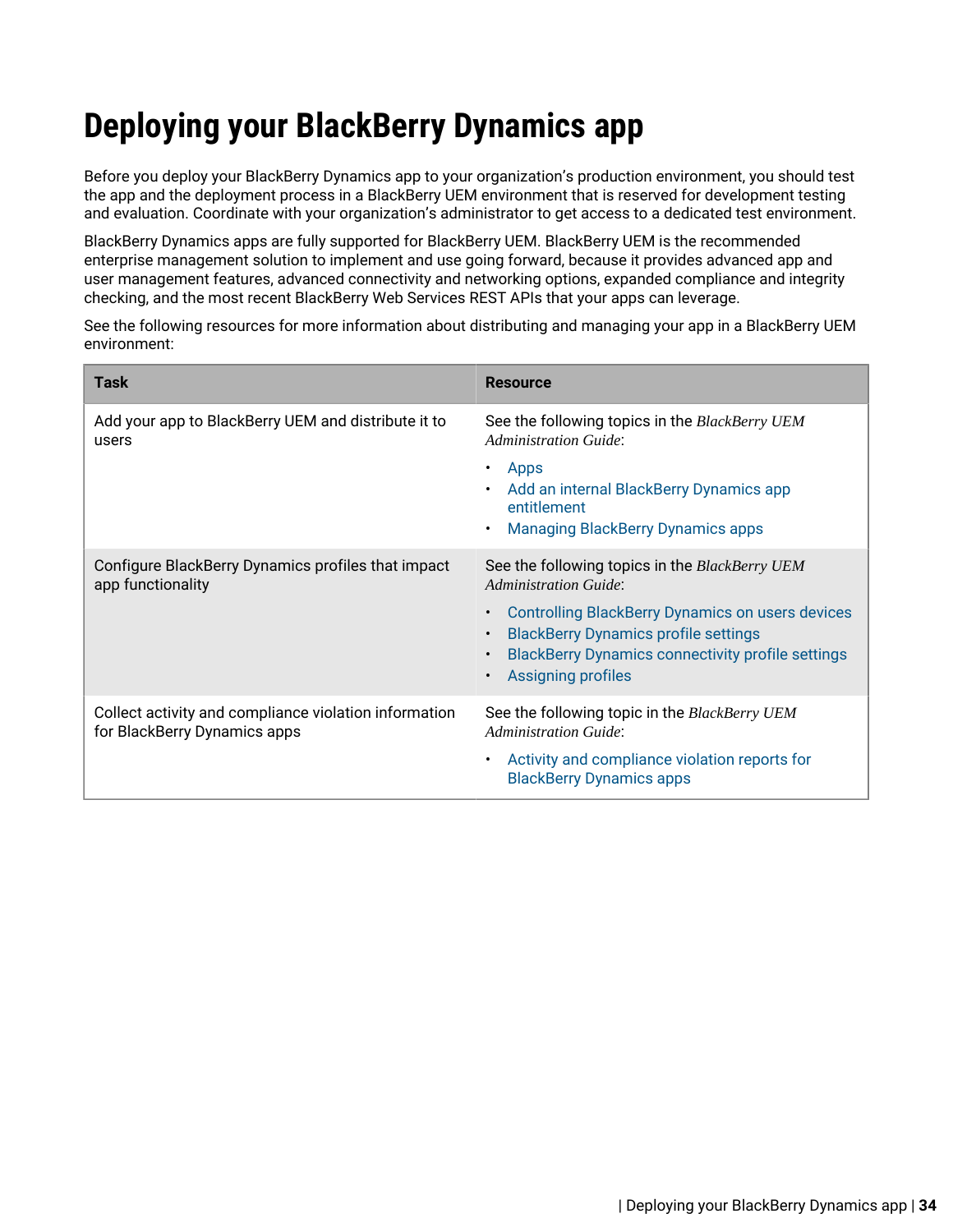# Deploying your BlackBerry Dynamics app

Before you deploy your BlackBerry Dynamics app to your organization's production environment, you should test the app and the deployment process in a BlackBerry UEM environment that is reserved for development testing and evaluation. Coordinate with your organization's administrator to get access to a dedicated test environment.

BlackBerry Dynamics apps are fully supported for BlackBerry UEM. BlackBerry UEM is the recommended enterprise management solution to implement and use going forward, because it provides advanced app and user management features, advanced connectivity and networking options, expanded compliance and integrity checking, and the most recent BlackBerry Web Services REST APIs that your apps can leverage.

See the following resources for more information about distributing and managing your app in a BlackBerry UEM environment:

| Task | Resource |
|---|---|
| Add your app to BlackBerry UEM and distribute it to users | See the following topics in the *BlackBerry UEM Administration Guide*: <br>• Apps <br>• Add an internal BlackBerry Dynamics app entitlement <br>• Managing BlackBerry Dynamics apps |
| Configure BlackBerry Dynamics profiles that impact app functionality | See the following topics in the *BlackBerry UEM Administration Guide*: <br>• Controlling BlackBerry Dynamics on users devices <br>• BlackBerry Dynamics profile settings <br>• BlackBerry Dynamics connectivity profile settings <br>• Assigning profiles |
| Collect activity and compliance violation information for BlackBerry Dynamics apps | See the following topic in the *BlackBerry UEM Administration Guide*: <br>• Activity and compliance violation reports for BlackBerry Dynamics apps |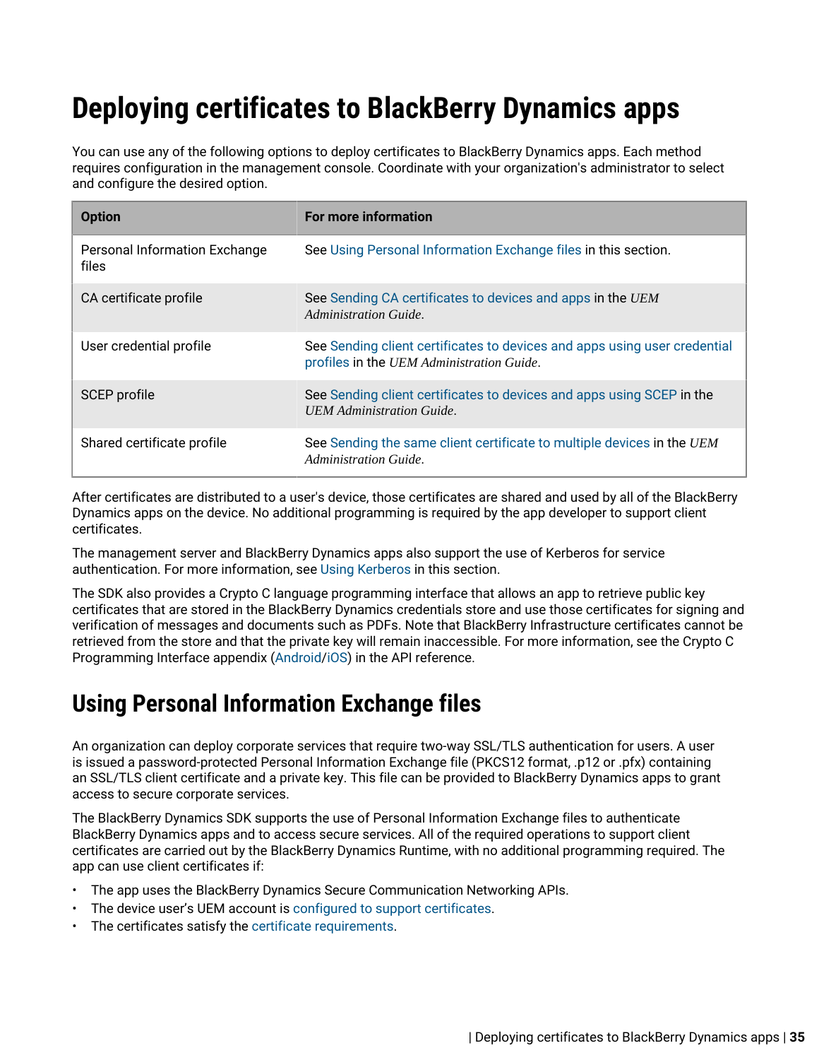# Deploying certificates to BlackBerry Dynamics apps

You can use any of the following options to deploy certificates to BlackBerry Dynamics apps. Each method requires configuration in the management console. Coordinate with your organization's administrator to select and configure the desired option.

| Option | For more information |
| --- | --- |
| Personal Information Exchange files | See Using Personal Information Exchange files in this section. |
| CA certificate profile | See Sending CA certificates to devices and apps in the *UEM Administration Guide*. |
| User credential profile | See Sending client certificates to devices and apps using user credential profiles in the *UEM Administration Guide*. |
| SCEP profile | See Sending client certificates to devices and apps using SCEP in the *UEM Administration Guide*. |
| Shared certificate profile | See Sending the same client certificate to multiple devices in the *UEM Administration Guide*. |

After certificates are distributed to a user's device, those certificates are shared and used by all of the BlackBerry Dynamics apps on the device. No additional programming is required by the app developer to support client certificates.

The management server and BlackBerry Dynamics apps also support the use of Kerberos for service authentication. For more information, see Using Kerberos in this section.

The SDK also provides a Crypto C language programming interface that allows an app to retrieve public key certificates that are stored in the BlackBerry Dynamics credentials store and use those certificates for signing and verification of messages and documents such as PDFs. Note that BlackBerry Infrastructure certificates cannot be retrieved from the store and that the private key will remain inaccessible. For more information, see the Crypto C Programming Interface appendix (Android/iOS) in the API reference.

## Using Personal Information Exchange files

An organization can deploy corporate services that require two-way SSL/TLS authentication for users. A user is issued a password-protected Personal Information Exchange file (PKCS12 format, .p12 or .pfx) containing an SSL/TLS client certificate and a private key. This file can be provided to BlackBerry Dynamics apps to grant access to secure corporate services.

The BlackBerry Dynamics SDK supports the use of Personal Information Exchange files to authenticate BlackBerry Dynamics apps and to access secure services. All of the required operations to support client certificates are carried out by the BlackBerry Dynamics Runtime, with no additional programming required. The app can use client certificates if:

- The app uses the BlackBerry Dynamics Secure Communication Networking APIs.
- The device user's UEM account is configured to support certificates.
- The certificates satisfy the certificate requirements.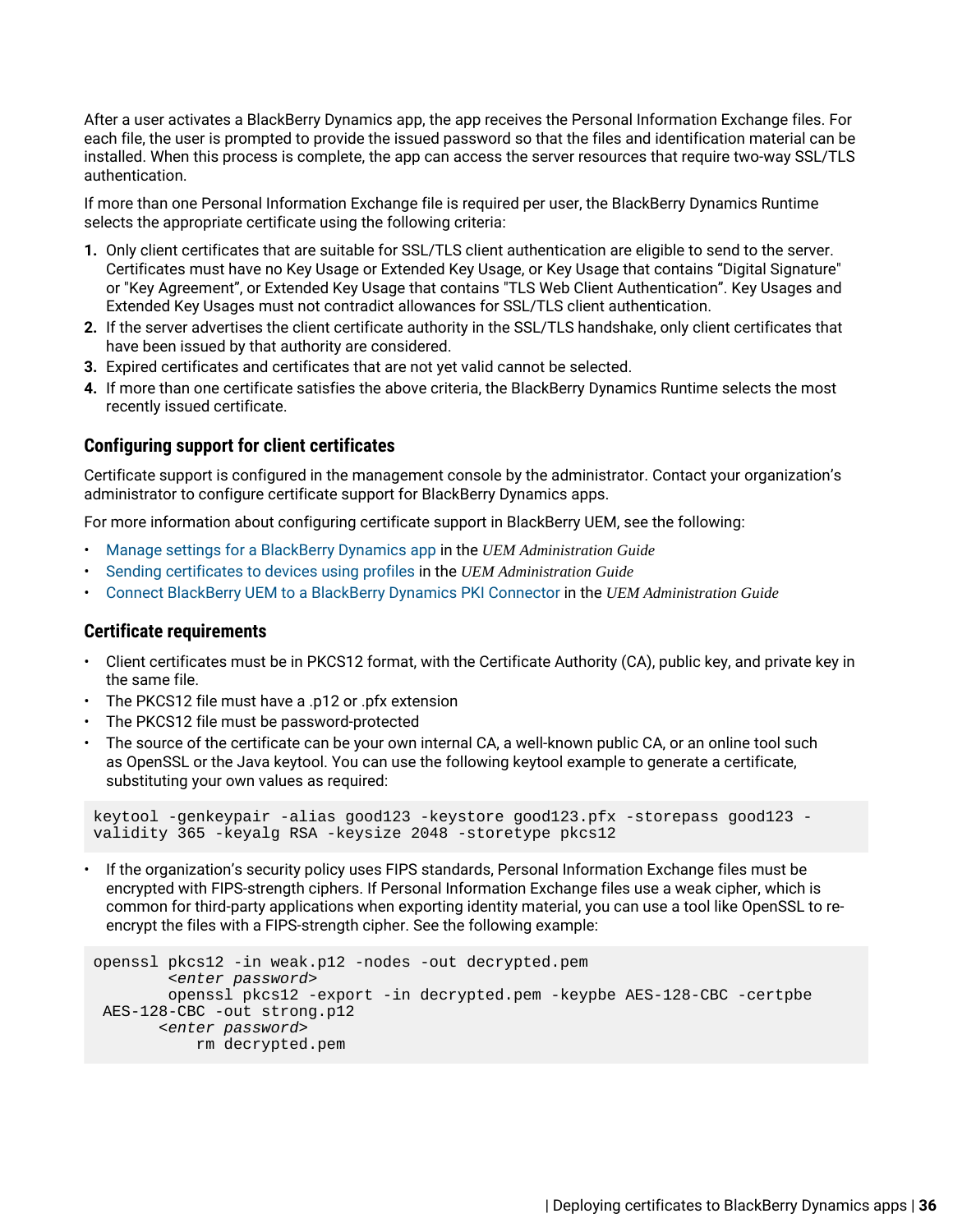After a user activates a BlackBerry Dynamics app, the app receives the Personal Information Exchange files. For each file, the user is prompted to provide the issued password so that the files and identification material can be installed. When this process is complete, the app can access the server resources that require two-way SSL/TLS authentication.

If more than one Personal Information Exchange file is required per user, the BlackBerry Dynamics Runtime selects the appropriate certificate using the following criteria:

1. Only client certificates that are suitable for SSL/TLS client authentication are eligible to send to the server. Certificates must have no Key Usage or Extended Key Usage, or Key Usage that contains “Digital Signature" or "Key Agreement”, or Extended Key Usage that contains "TLS Web Client Authentication”. Key Usages and Extended Key Usages must not contradict allowances for SSL/TLS client authentication.
2. If the server advertises the client certificate authority in the SSL/TLS handshake, only client certificates that have been issued by that authority are considered.
3. Expired certificates and certificates that are not yet valid cannot be selected.
4. If more than one certificate satisfies the above criteria, the BlackBerry Dynamics Runtime selects the most recently issued certificate.

### Configuring support for client certificates

Certificate support is configured in the management console by the administrator. Contact your organization’s administrator to configure certificate support for BlackBerry Dynamics apps.

For more information about configuring certificate support in BlackBerry UEM, see the following:

- Manage settings for a BlackBerry Dynamics app in the *UEM Administration Guide*
- Sending certificates to devices using profiles in the *UEM Administration Guide*
- Connect BlackBerry UEM to a BlackBerry Dynamics PKI Connector in the *UEM Administration Guide*

### Certificate requirements

- Client certificates must be in PKCS12 format, with the Certificate Authority (CA), public key, and private key in the same file.
- The PKCS12 file must have a .p12 or .pfx extension
- The PKCS12 file must be password-protected
- The source of the certificate can be your own internal CA, a well-known public CA, or an online tool such as OpenSSL or the Java keytool. You can use the following keytool example to generate a certificate, substituting your own values as required:

```
keytool -genkeypair -alias good123 -keystore good123.pfx -storepass good123 -
validity 365 -keyalg RSA -keysize 2048 -storetype pkcs12
```

- If the organization’s security policy uses FIPS standards, Personal Information Exchange files must be encrypted with FIPS-strength ciphers. If Personal Information Exchange files use a weak cipher, which is common for third-party applications when exporting identity material, you can use a tool like OpenSSL to re-encrypt the files with a FIPS-strength cipher. See the following example:

```
openssl pkcs12 -in weak.p12 -nodes -out decrypted.pem
        <enter password>
        openssl pkcs12 -export -in decrypted.pem -keypbe AES-128-CBC -certpbe
 AES-128-CBC -out strong.p12
       <enter password>
           rm decrypted.pem
```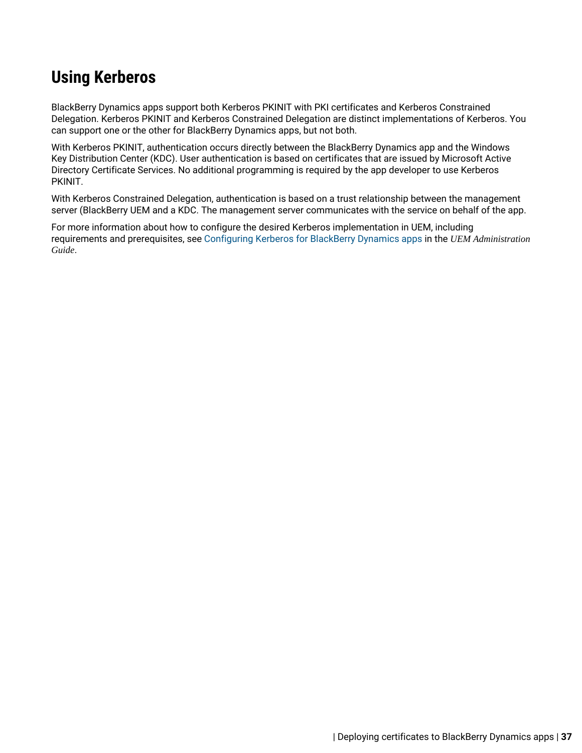# Using Kerberos

BlackBerry Dynamics apps support both Kerberos PKINIT with PKI certificates and Kerberos Constrained Delegation. Kerberos PKINIT and Kerberos Constrained Delegation are distinct implementations of Kerberos. You can support one or the other for BlackBerry Dynamics apps, but not both.

With Kerberos PKINIT, authentication occurs directly between the BlackBerry Dynamics app and the Windows Key Distribution Center (KDC). User authentication is based on certificates that are issued by Microsoft Active Directory Certificate Services. No additional programming is required by the app developer to use Kerberos PKINIT.

With Kerberos Constrained Delegation, authentication is based on a trust relationship between the management server (BlackBerry UEM and a KDC. The management server communicates with the service on behalf of the app.

For more information about how to configure the desired Kerberos implementation in UEM, including requirements and prerequisites, see Configuring Kerberos for BlackBerry Dynamics apps in the *UEM Administration Guide*.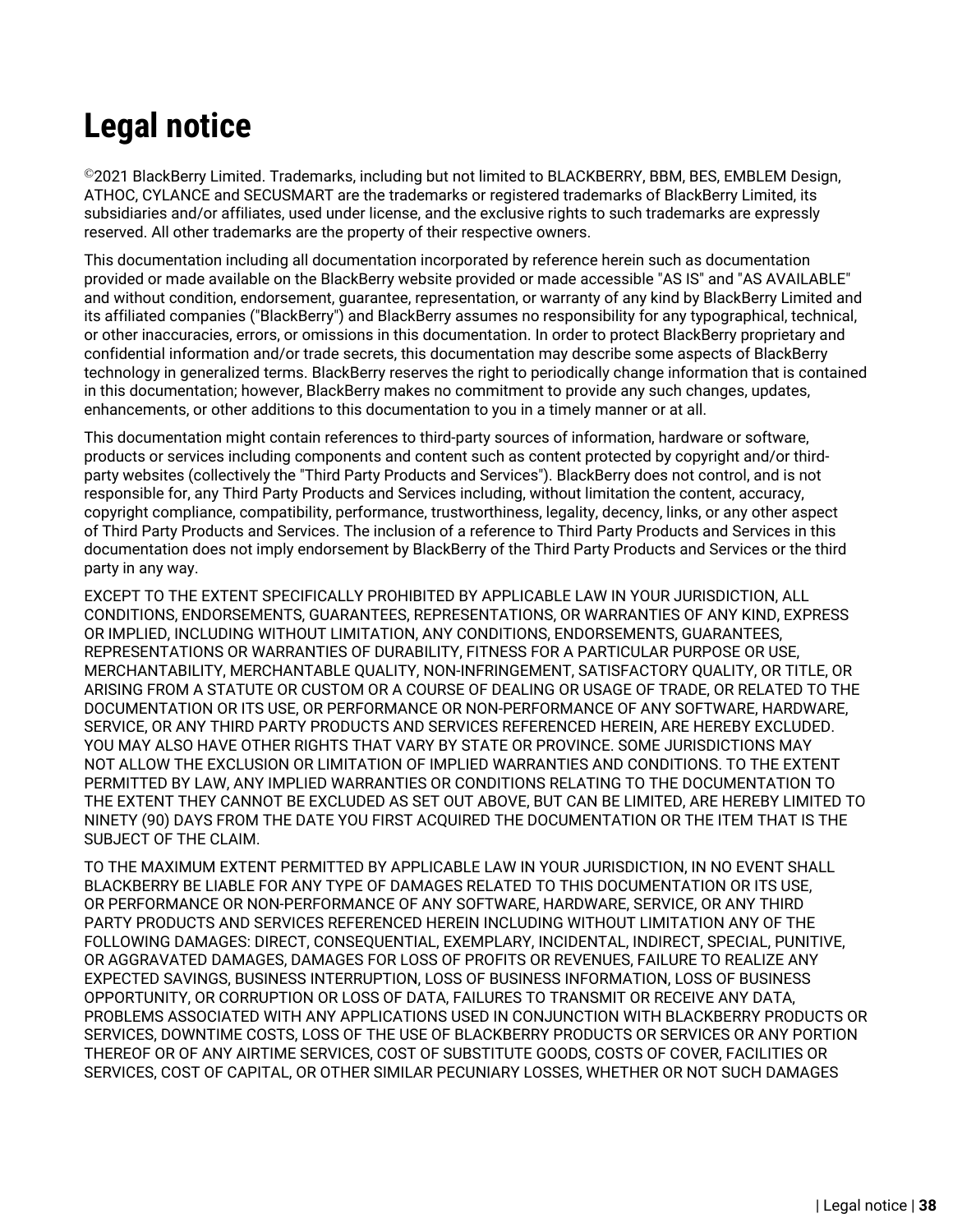# Legal notice

©2021 BlackBerry Limited. Trademarks, including but not limited to BLACKBERRY, BBM, BES, EMBLEM Design, ATHOC, CYLANCE and SECUSMART are the trademarks or registered trademarks of BlackBerry Limited, its subsidiaries and/or affiliates, used under license, and the exclusive rights to such trademarks are expressly reserved. All other trademarks are the property of their respective owners.

This documentation including all documentation incorporated by reference herein such as documentation provided or made available on the BlackBerry website provided or made accessible "AS IS" and "AS AVAILABLE" and without condition, endorsement, guarantee, representation, or warranty of any kind by BlackBerry Limited and its affiliated companies ("BlackBerry") and BlackBerry assumes no responsibility for any typographical, technical, or other inaccuracies, errors, or omissions in this documentation. In order to protect BlackBerry proprietary and confidential information and/or trade secrets, this documentation may describe some aspects of BlackBerry technology in generalized terms. BlackBerry reserves the right to periodically change information that is contained in this documentation; however, BlackBerry makes no commitment to provide any such changes, updates, enhancements, or other additions to this documentation to you in a timely manner or at all.

This documentation might contain references to third-party sources of information, hardware or software, products or services including components and content such as content protected by copyright and/or third-party websites (collectively the "Third Party Products and Services"). BlackBerry does not control, and is not responsible for, any Third Party Products and Services including, without limitation the content, accuracy, copyright compliance, compatibility, performance, trustworthiness, legality, decency, links, or any other aspect of Third Party Products and Services. The inclusion of a reference to Third Party Products and Services in this documentation does not imply endorsement by BlackBerry of the Third Party Products and Services or the third party in any way.

EXCEPT TO THE EXTENT SPECIFICALLY PROHIBITED BY APPLICABLE LAW IN YOUR JURISDICTION, ALL CONDITIONS, ENDORSEMENTS, GUARANTEES, REPRESENTATIONS, OR WARRANTIES OF ANY KIND, EXPRESS OR IMPLIED, INCLUDING WITHOUT LIMITATION, ANY CONDITIONS, ENDORSEMENTS, GUARANTEES, REPRESENTATIONS OR WARRANTIES OF DURABILITY, FITNESS FOR A PARTICULAR PURPOSE OR USE, MERCHANTABILITY, MERCHANTABLE QUALITY, NON-INFRINGEMENT, SATISFACTORY QUALITY, OR TITLE, OR ARISING FROM A STATUTE OR CUSTOM OR A COURSE OF DEALING OR USAGE OF TRADE, OR RELATED TO THE DOCUMENTATION OR ITS USE, OR PERFORMANCE OR NON-PERFORMANCE OF ANY SOFTWARE, HARDWARE, SERVICE, OR ANY THIRD PARTY PRODUCTS AND SERVICES REFERENCED HEREIN, ARE HEREBY EXCLUDED. YOU MAY ALSO HAVE OTHER RIGHTS THAT VARY BY STATE OR PROVINCE. SOME JURISDICTIONS MAY NOT ALLOW THE EXCLUSION OR LIMITATION OF IMPLIED WARRANTIES AND CONDITIONS. TO THE EXTENT PERMITTED BY LAW, ANY IMPLIED WARRANTIES OR CONDITIONS RELATING TO THE DOCUMENTATION TO THE EXTENT THEY CANNOT BE EXCLUDED AS SET OUT ABOVE, BUT CAN BE LIMITED, ARE HEREBY LIMITED TO NINETY (90) DAYS FROM THE DATE YOU FIRST ACQUIRED THE DOCUMENTATION OR THE ITEM THAT IS THE SUBJECT OF THE CLAIM.

TO THE MAXIMUM EXTENT PERMITTED BY APPLICABLE LAW IN YOUR JURISDICTION, IN NO EVENT SHALL BLACKBERRY BE LIABLE FOR ANY TYPE OF DAMAGES RELATED TO THIS DOCUMENTATION OR ITS USE, OR PERFORMANCE OR NON-PERFORMANCE OF ANY SOFTWARE, HARDWARE, SERVICE, OR ANY THIRD PARTY PRODUCTS AND SERVICES REFERENCED HEREIN INCLUDING WITHOUT LIMITATION ANY OF THE FOLLOWING DAMAGES: DIRECT, CONSEQUENTIAL, EXEMPLARY, INCIDENTAL, INDIRECT, SPECIAL, PUNITIVE, OR AGGRAVATED DAMAGES, DAMAGES FOR LOSS OF PROFITS OR REVENUES, FAILURE TO REALIZE ANY EXPECTED SAVINGS, BUSINESS INTERRUPTION, LOSS OF BUSINESS INFORMATION, LOSS OF BUSINESS OPPORTUNITY, OR CORRUPTION OR LOSS OF DATA, FAILURES TO TRANSMIT OR RECEIVE ANY DATA, PROBLEMS ASSOCIATED WITH ANY APPLICATIONS USED IN CONJUNCTION WITH BLACKBERRY PRODUCTS OR SERVICES, DOWNTIME COSTS, LOSS OF THE USE OF BLACKBERRY PRODUCTS OR SERVICES OR ANY PORTION THEREOF OR OF ANY AIRTIME SERVICES, COST OF SUBSTITUTE GOODS, COSTS OF COVER, FACILITIES OR SERVICES, COST OF CAPITAL, OR OTHER SIMILAR PECUNIARY LOSSES, WHETHER OR NOT SUCH DAMAGES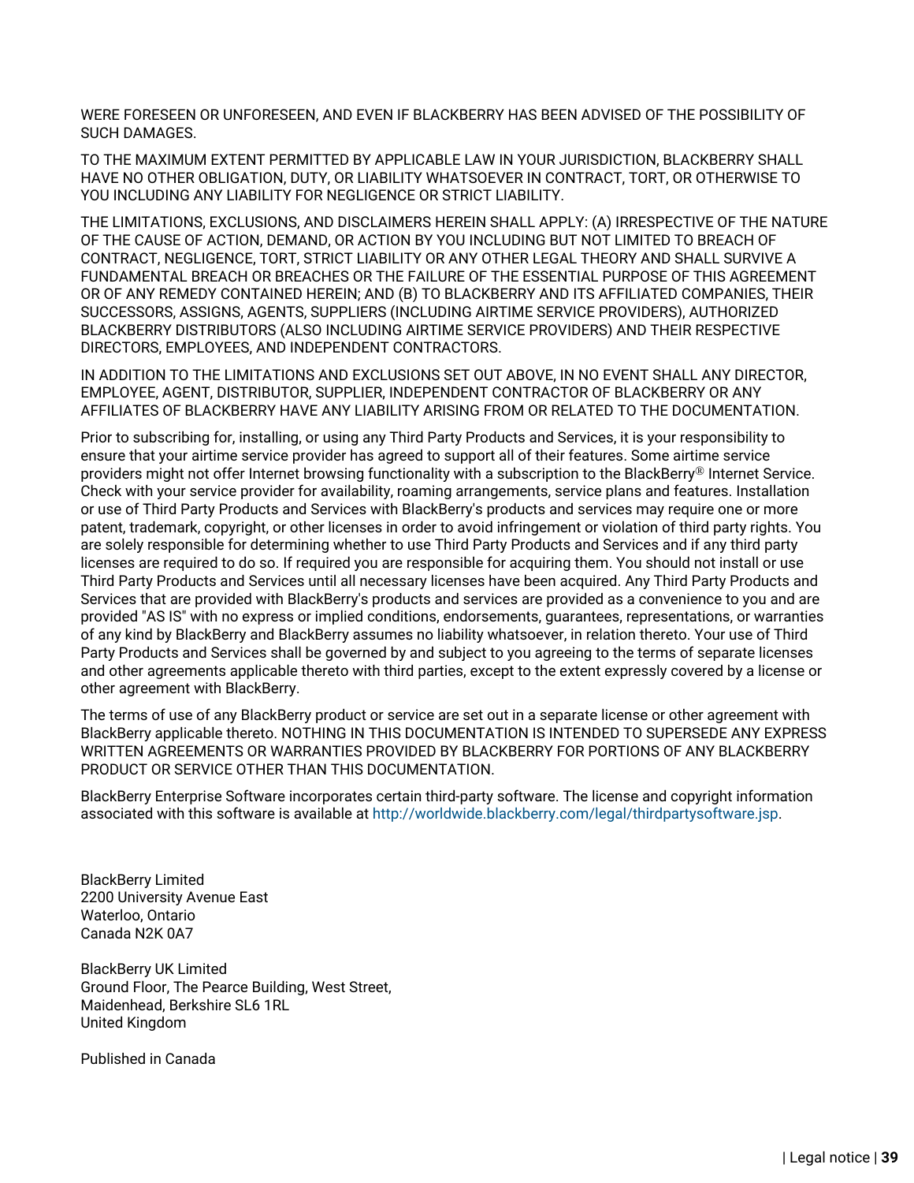WERE FORESEEN OR UNFORESEEN, AND EVEN IF BLACKBERRY HAS BEEN ADVISED OF THE POSSIBILITY OF SUCH DAMAGES.

TO THE MAXIMUM EXTENT PERMITTED BY APPLICABLE LAW IN YOUR JURISDICTION, BLACKBERRY SHALL HAVE NO OTHER OBLIGATION, DUTY, OR LIABILITY WHATSOEVER IN CONTRACT, TORT, OR OTHERWISE TO YOU INCLUDING ANY LIABILITY FOR NEGLIGENCE OR STRICT LIABILITY.

THE LIMITATIONS, EXCLUSIONS, AND DISCLAIMERS HEREIN SHALL APPLY: (A) IRRESPECTIVE OF THE NATURE OF THE CAUSE OF ACTION, DEMAND, OR ACTION BY YOU INCLUDING BUT NOT LIMITED TO BREACH OF CONTRACT, NEGLIGENCE, TORT, STRICT LIABILITY OR ANY OTHER LEGAL THEORY AND SHALL SURVIVE A FUNDAMENTAL BREACH OR BREACHES OR THE FAILURE OF THE ESSENTIAL PURPOSE OF THIS AGREEMENT OR OF ANY REMEDY CONTAINED HEREIN; AND (B) TO BLACKBERRY AND ITS AFFILIATED COMPANIES, THEIR SUCCESSORS, ASSIGNS, AGENTS, SUPPLIERS (INCLUDING AIRTIME SERVICE PROVIDERS), AUTHORIZED BLACKBERRY DISTRIBUTORS (ALSO INCLUDING AIRTIME SERVICE PROVIDERS) AND THEIR RESPECTIVE DIRECTORS, EMPLOYEES, AND INDEPENDENT CONTRACTORS.

IN ADDITION TO THE LIMITATIONS AND EXCLUSIONS SET OUT ABOVE, IN NO EVENT SHALL ANY DIRECTOR, EMPLOYEE, AGENT, DISTRIBUTOR, SUPPLIER, INDEPENDENT CONTRACTOR OF BLACKBERRY OR ANY AFFILIATES OF BLACKBERRY HAVE ANY LIABILITY ARISING FROM OR RELATED TO THE DOCUMENTATION.

Prior to subscribing for, installing, or using any Third Party Products and Services, it is your responsibility to ensure that your airtime service provider has agreed to support all of their features. Some airtime service providers might not offer Internet browsing functionality with a subscription to the BlackBerry® Internet Service. Check with your service provider for availability, roaming arrangements, service plans and features. Installation or use of Third Party Products and Services with BlackBerry's products and services may require one or more patent, trademark, copyright, or other licenses in order to avoid infringement or violation of third party rights. You are solely responsible for determining whether to use Third Party Products and Services and if any third party licenses are required to do so. If required you are responsible for acquiring them. You should not install or use Third Party Products and Services until all necessary licenses have been acquired. Any Third Party Products and Services that are provided with BlackBerry's products and services are provided as a convenience to you and are provided "AS IS" with no express or implied conditions, endorsements, guarantees, representations, or warranties of any kind by BlackBerry and BlackBerry assumes no liability whatsoever, in relation thereto. Your use of Third Party Products and Services shall be governed by and subject to you agreeing to the terms of separate licenses and other agreements applicable thereto with third parties, except to the extent expressly covered by a license or other agreement with BlackBerry.

The terms of use of any BlackBerry product or service are set out in a separate license or other agreement with BlackBerry applicable thereto. NOTHING IN THIS DOCUMENTATION IS INTENDED TO SUPERSEDE ANY EXPRESS WRITTEN AGREEMENTS OR WARRANTIES PROVIDED BY BLACKBERRY FOR PORTIONS OF ANY BLACKBERRY PRODUCT OR SERVICE OTHER THAN THIS DOCUMENTATION.

BlackBerry Enterprise Software incorporates certain third-party software. The license and copyright information associated with this software is available at http://worldwide.blackberry.com/legal/thirdpartysoftware.jsp.

BlackBerry Limited  
2200 University Avenue East  
Waterloo, Ontario  
Canada N2K 0A7

BlackBerry UK Limited  
Ground Floor, The Pearce Building, West Street,  
Maidenhead, Berkshire SL6 1RL  
United Kingdom

Published in Canada